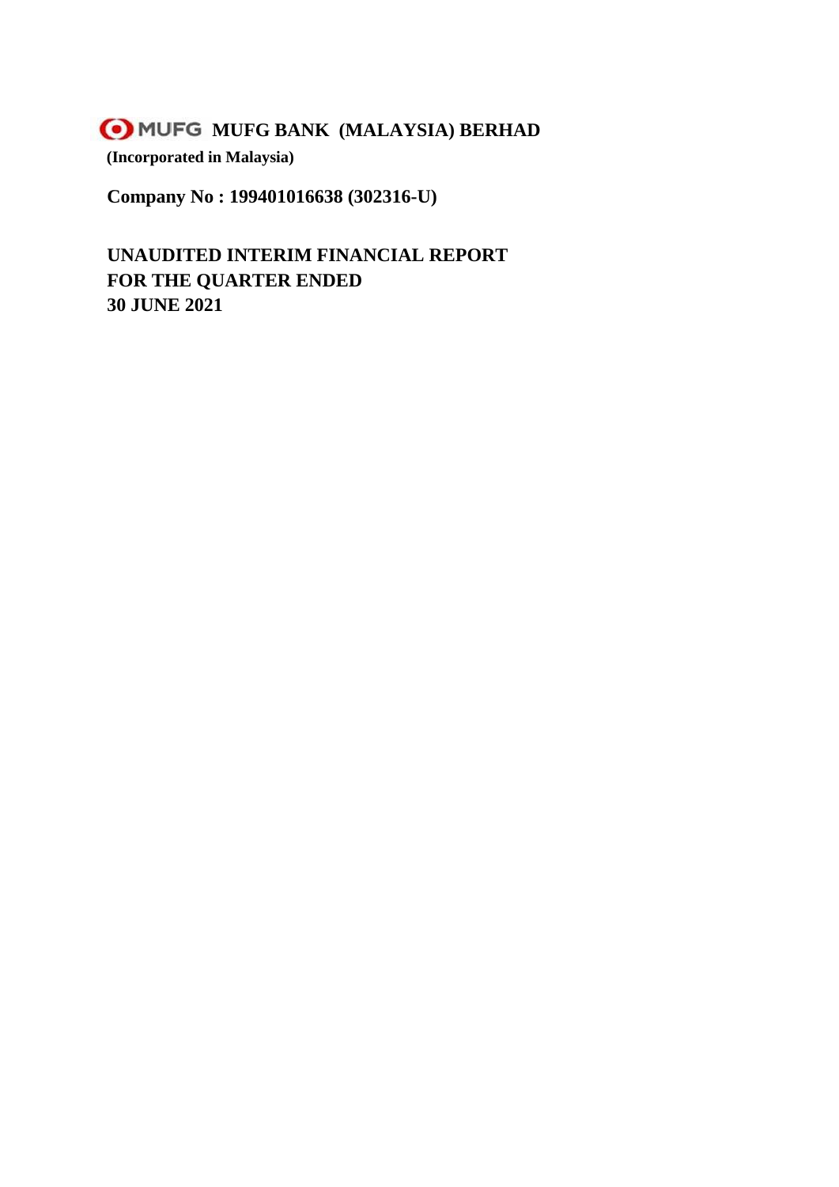# MUFG BANK (MALAYSIA) BERHAD

**(Incorporated in Malaysia)**

**Company No : 199401016638 (302316-U)**

## UNAUDITED INTERIM FINANCIAL REPORT
## FOR THE QUARTER ENDED
## 30 JUNE 2021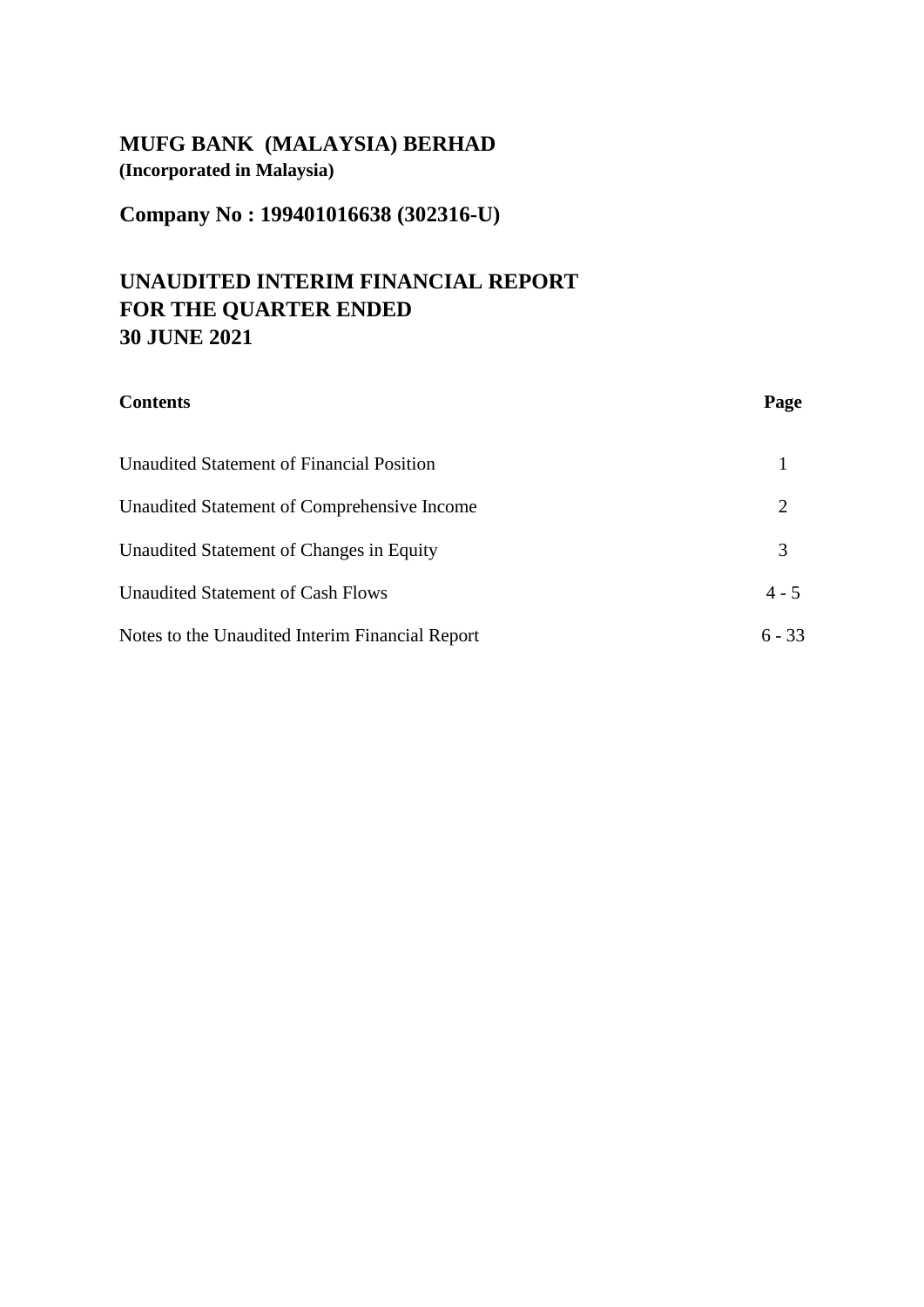# MUFG BANK (MALAYSIA) BERHAD

**(Incorporated in Malaysia)**

**Company No : 199401016638 (302316-U)**

## UNAUDITED INTERIM FINANCIAL REPORT
## FOR THE QUARTER ENDED
## 30 JUNE 2021

| **Contents** | **Page** |
| --- | --- |
| Unaudited Statement of Financial Position | 1 |
| Unaudited Statement of Comprehensive Income | 2 |
| Unaudited Statement of Changes in Equity | 3 |
| Unaudited Statement of Cash Flows | 4 - 5 |
| Notes to the Unaudited Interim Financial Report | 6 - 33 |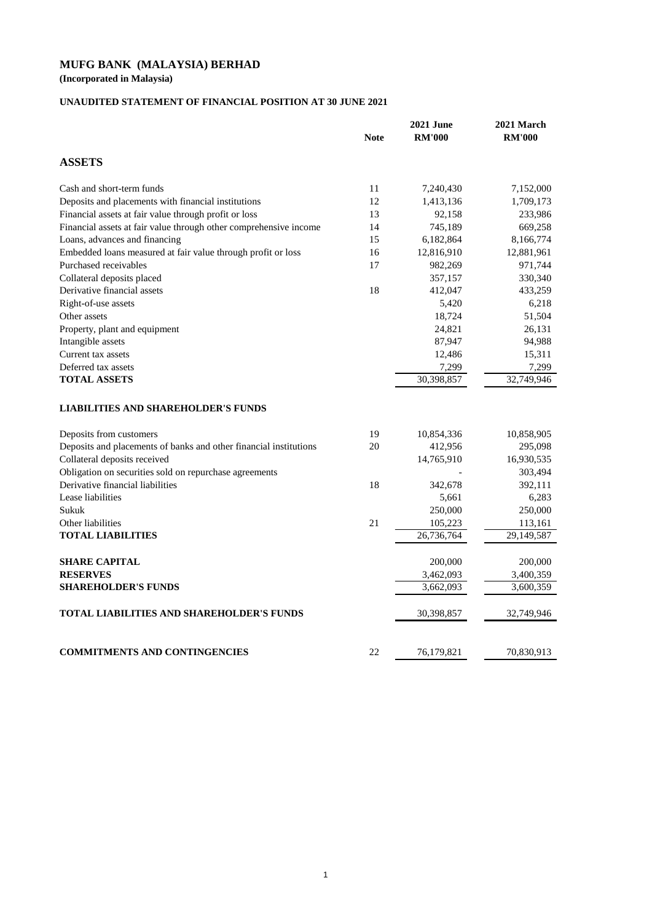# MUFG BANK (MALAYSIA) BERHAD

**(Incorporated in Malaysia)**

**UNAUDITED STATEMENT OF FINANCIAL POSITION AT 30 JUNE 2021**

| | Note | 2021 June RM'000 | 2021 March RM'000 |
|---|---|---|---|
| **ASSETS** | | | |
| Cash and short-term funds | 11 | 7,240,430 | 7,152,000 |
| Deposits and placements with financial institutions | 12 | 1,413,136 | 1,709,173 |
| Financial assets at fair value through profit or loss | 13 | 92,158 | 233,986 |
| Financial assets at fair value through other comprehensive income | 14 | 745,189 | 669,258 |
| Loans, advances and financing | 15 | 6,182,864 | 8,166,774 |
| Embedded loans measured at fair value through profit or loss | 16 | 12,816,910 | 12,881,961 |
| Purchased receivables | 17 | 982,269 | 971,744 |
| Collateral deposits placed | | 357,157 | 330,340 |
| Derivative financial assets | 18 | 412,047 | 433,259 |
| Right-of-use assets | | 5,420 | 6,218 |
| Other assets | | 18,724 | 51,504 |
| Property, plant and equipment | | 24,821 | 26,131 |
| Intangible assets | | 87,947 | 94,988 |
| Current tax assets | | 12,486 | 15,311 |
| Deferred tax assets | | 7,299 | 7,299 |
| **TOTAL ASSETS** | | 30,398,857 | 32,749,946 |
| **LIABILITIES AND SHAREHOLDER'S FUNDS** | | | |
| Deposits from customers | 19 | 10,854,336 | 10,858,905 |
| Deposits and placements of banks and other financial institutions | 20 | 412,956 | 295,098 |
| Collateral deposits received | | 14,765,910 | 16,930,535 |
| Obligation on securities sold on repurchase agreements | | - | 303,494 |
| Derivative financial liabilities | 18 | 342,678 | 392,111 |
| Lease liabilities | | 5,661 | 6,283 |
| Sukuk | | 250,000 | 250,000 |
| Other liabilities | 21 | 105,223 | 113,161 |
| **TOTAL LIABILITIES** | | 26,736,764 | 29,149,587 |
| **SHARE CAPITAL** | | 200,000 | 200,000 |
| **RESERVES** | | 3,462,093 | 3,400,359 |
| **SHAREHOLDER'S FUNDS** | | 3,662,093 | 3,600,359 |
| **TOTAL LIABILITIES AND SHAREHOLDER'S FUNDS** | | 30,398,857 | 32,749,946 |
| **COMMITMENTS AND CONTINGENCIES** | 22 | 76,179,821 | 70,830,913 |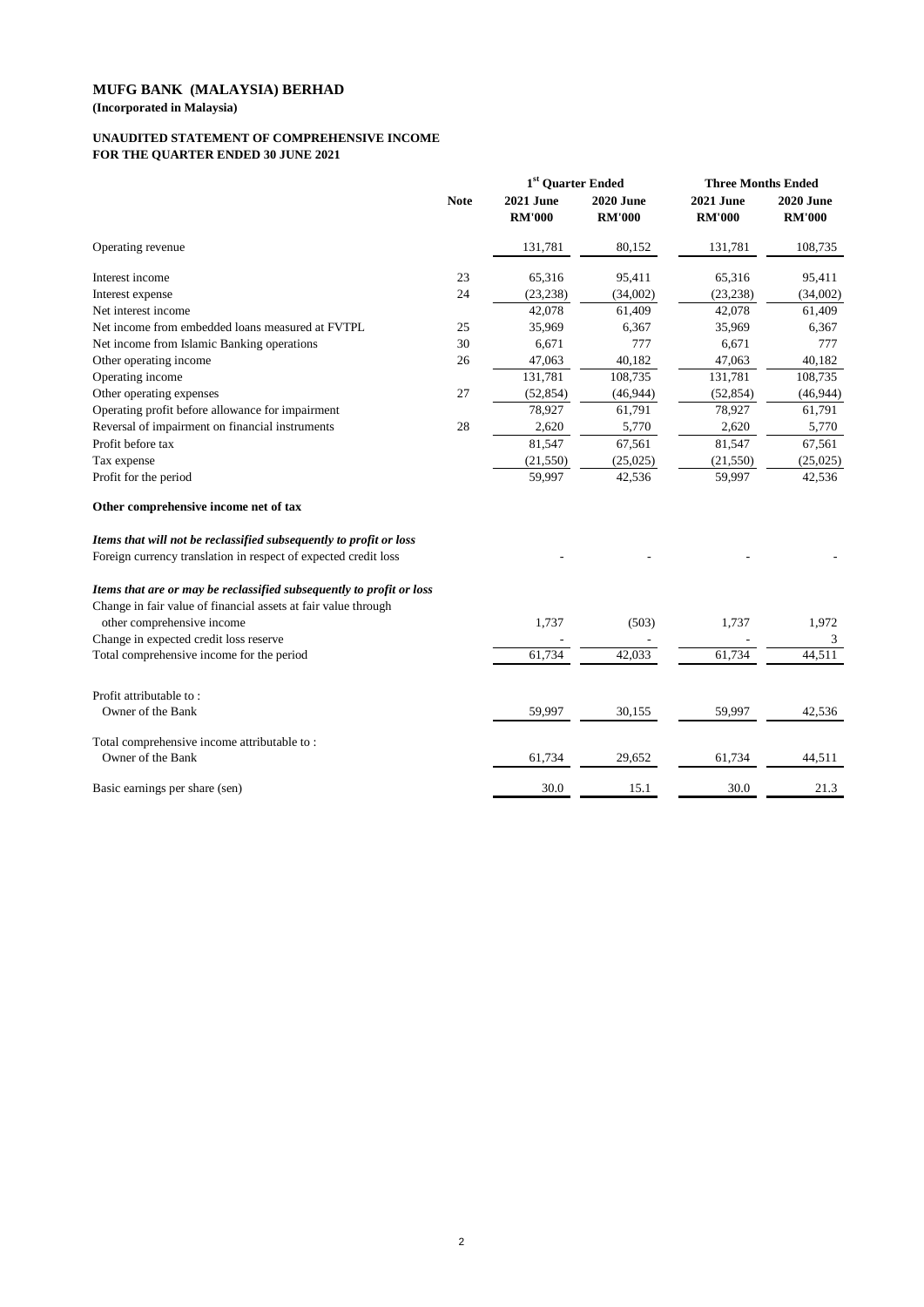**MUFG BANK (MALAYSIA) BERHAD**

**(Incorporated in Malaysia)**

**UNAUDITED STATEMENT OF COMPREHENSIVE INCOME**
**FOR THE QUARTER ENDED 30 JUNE 2021**

| | Note | 1st Quarter Ended | | Three Months Ended | |
|---|---|---|---|---|---|
| | | **2021 June RM'000** | **2020 June RM'000** | **2021 June RM'000** | **2020 June RM'000** |
| Operating revenue | | 131,781 | 80,152 | 131,781 | 108,735 |
| Interest income | 23 | 65,316 | 95,411 | 65,316 | 95,411 |
| Interest expense | 24 | (23,238) | (34,002) | (23,238) | (34,002) |
| Net interest income | | 42,078 | 61,409 | 42,078 | 61,409 |
| Net income from embedded loans measured at FVTPL | 25 | 35,969 | 6,367 | 35,969 | 6,367 |
| Net income from Islamic Banking operations | 30 | 6,671 | 777 | 6,671 | 777 |
| Other operating income | 26 | 47,063 | 40,182 | 47,063 | 40,182 |
| Operating income | | 131,781 | 108,735 | 131,781 | 108,735 |
| Other operating expenses | 27 | (52,854) | (46,944) | (52,854) | (46,944) |
| Operating profit before allowance for impairment | | 78,927 | 61,791 | 78,927 | 61,791 |
| Reversal of impairment on financial instruments | 28 | 2,620 | 5,770 | 2,620 | 5,770 |
| Profit before tax | | 81,547 | 67,561 | 81,547 | 67,561 |
| Tax expense | | (21,550) | (25,025) | (21,550) | (25,025) |
| Profit for the period | | 59,997 | 42,536 | 59,997 | 42,536 |
| **Other comprehensive income net of tax** | | | | | |
| ***Items that will not be reclassified subsequently to profit or loss*** | | | | | |
| Foreign currency translation in respect of expected credit loss | | - | - | - | - |
| ***Items that are or may be reclassified subsequently to profit or loss*** | | | | | |
| Change in fair value of financial assets at fair value through other comprehensive income | | 1,737 | (503) | 1,737 | 1,972 |
| Change in expected credit loss reserve | | - | - | - | 3 |
| Total comprehensive income for the period | | 61,734 | 42,033 | 61,734 | 44,511 |
| Profit attributable to : | | | | | |
| Owner of the Bank | | 59,997 | 30,155 | 59,997 | 42,536 |
| Total comprehensive income attributable to : | | | | | |
| Owner of the Bank | | 61,734 | 29,652 | 61,734 | 44,511 |
| Basic earnings per share (sen) | | 30.0 | 15.1 | 30.0 | 21.3 |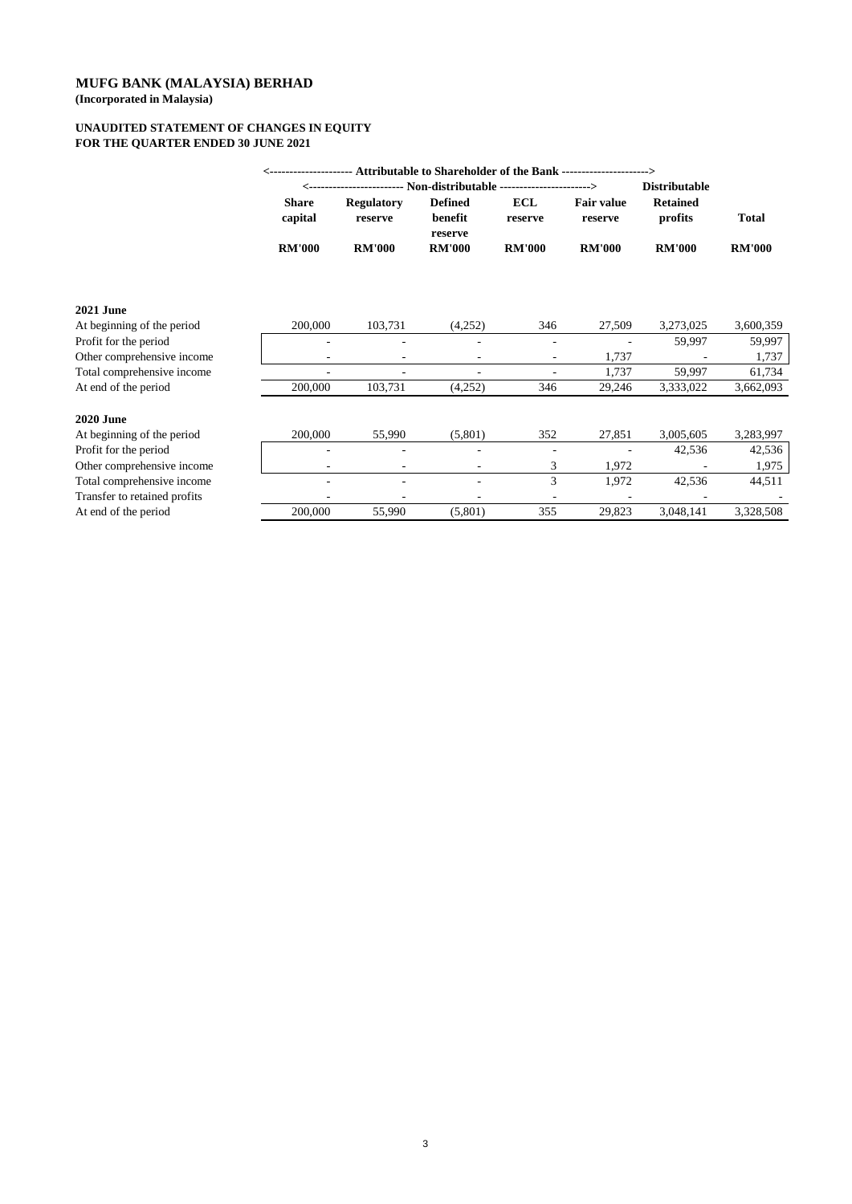# MUFG BANK (MALAYSIA) BERHAD

**(Incorporated in Malaysia)**

## UNAUDITED STATEMENT OF CHANGES IN EQUITY
## FOR THE QUARTER ENDED 30 JUNE 2021

| | <--- Attributable to Shareholder of the Bank ---> | | | | | | |
|---|---|---|---|---|---|---|---|
| | <--- Non-distributable ---> | | | | | Distributable | |
| | Share capital | Regulatory reserve | Defined benefit reserve | ECL reserve | Fair value reserve | Retained profits | Total |
| | RM'000 | RM'000 | RM'000 | RM'000 | RM'000 | RM'000 | RM'000 |
| **2021 June** | | | | | | | |
| At beginning of the period | 200,000 | 103,731 | (4,252) | 346 | 27,509 | 3,273,025 | 3,600,359 |
| Profit for the period | - | - | - | - | - | 59,997 | 59,997 |
| Other comprehensive income | - | - | - | - | 1,737 | - | 1,737 |
| Total comprehensive income | - | - | - | - | 1,737 | 59,997 | 61,734 |
| At end of the period | 200,000 | 103,731 | (4,252) | 346 | 29,246 | 3,333,022 | 3,662,093 |
| **2020 June** | | | | | | | |
| At beginning of the period | 200,000 | 55,990 | (5,801) | 352 | 27,851 | 3,005,605 | 3,283,997 |
| Profit for the period | - | - | - | - | - | 42,536 | 42,536 |
| Other comprehensive income | - | - | - | 3 | 1,972 | - | 1,975 |
| Total comprehensive income | - | - | - | 3 | 1,972 | 42,536 | 44,511 |
| Transfer to retained profits | - | - | - | - | - | - | - |
| At end of the period | 200,000 | 55,990 | (5,801) | 355 | 29,823 | 3,048,141 | 3,328,508 |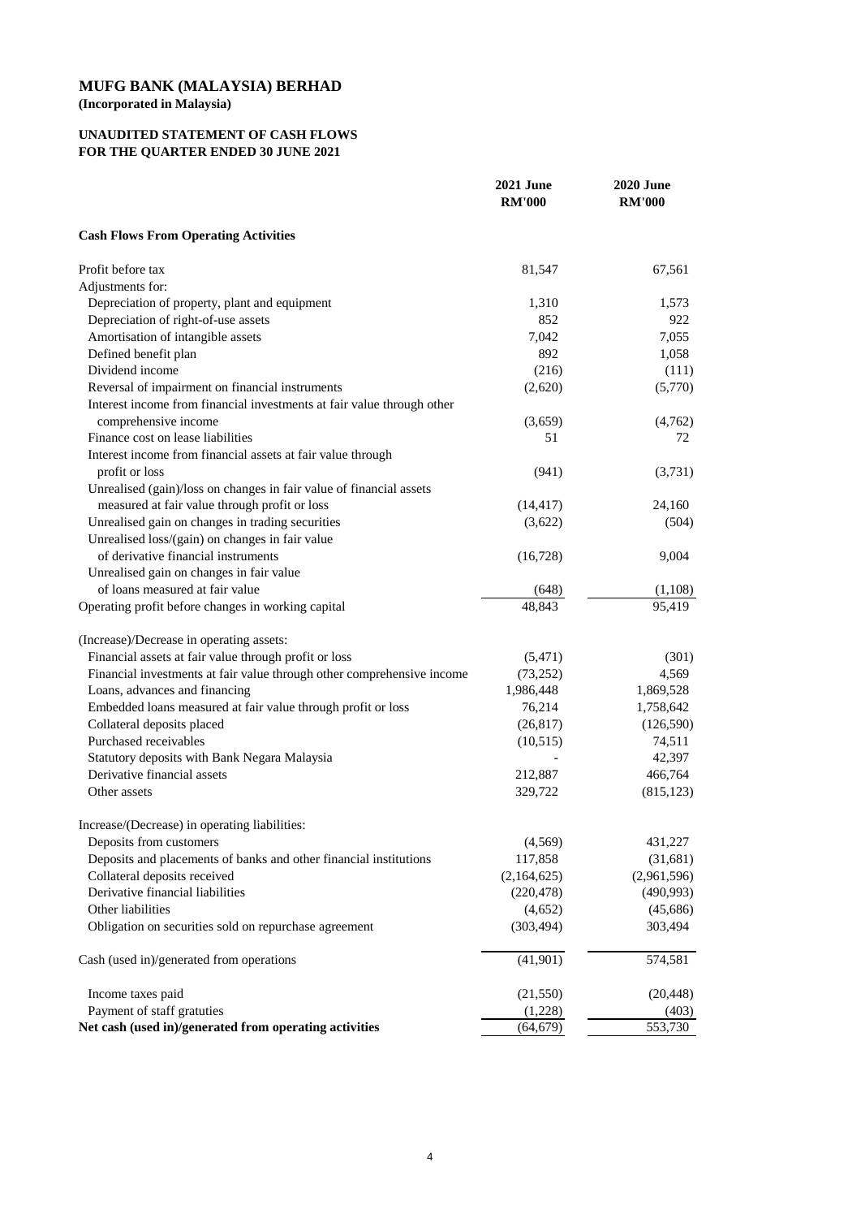# MUFG BANK (MALAYSIA) BERHAD

**(Incorporated in Malaysia)**

**UNAUDITED STATEMENT OF CASH FLOWS**
**FOR THE QUARTER ENDED 30 JUNE 2021**

| | 2021 June RM'000 | 2020 June RM'000 |
|---|---|---|
| **Cash Flows From Operating Activities** | | |
| Profit before tax | 81,547 | 67,561 |
| Adjustments for: | | |
| Depreciation of property, plant and equipment | 1,310 | 1,573 |
| Depreciation of right-of-use assets | 852 | 922 |
| Amortisation of intangible assets | 7,042 | 7,055 |
| Defined benefit plan | 892 | 1,058 |
| Dividend income | (216) | (111) |
| Reversal of impairment on financial instruments | (2,620) | (5,770) |
| Interest income from financial investments at fair value through other comprehensive income | (3,659) | (4,762) |
| Finance cost on lease liabilities | 51 | 72 |
| Interest income from financial assets at fair value through profit or loss | (941) | (3,731) |
| Unrealised (gain)/loss on changes in fair value of financial assets measured at fair value through profit or loss | (14,417) | 24,160 |
| Unrealised gain on changes in trading securities | (3,622) | (504) |
| Unrealised loss/(gain) on changes in fair value of derivative financial instruments | (16,728) | 9,004 |
| Unrealised gain on changes in fair value of loans measured at fair value | (648) | (1,108) |
| Operating profit before changes in working capital | 48,843 | 95,419 |
| (Increase)/Decrease in operating assets: | | |
| Financial assets at fair value through profit or loss | (5,471) | (301) |
| Financial investments at fair value through other comprehensive income | (73,252) | 4,569 |
| Loans, advances and financing | 1,986,448 | 1,869,528 |
| Embedded loans measured at fair value through profit or loss | 76,214 | 1,758,642 |
| Collateral deposits placed | (26,817) | (126,590) |
| Purchased receivables | (10,515) | 74,511 |
| Statutory deposits with Bank Negara Malaysia | - | 42,397 |
| Derivative financial assets | 212,887 | 466,764 |
| Other assets | 329,722 | (815,123) |
| Increase/(Decrease) in operating liabilities: | | |
| Deposits from customers | (4,569) | 431,227 |
| Deposits and placements of banks and other financial institutions | 117,858 | (31,681) |
| Collateral deposits received | (2,164,625) | (2,961,596) |
| Derivative financial liabilities | (220,478) | (490,993) |
| Other liabilities | (4,652) | (45,686) |
| Obligation on securities sold on repurchase agreement | (303,494) | 303,494 |
| Cash (used in)/generated from operations | (41,901) | 574,581 |
| Income taxes paid | (21,550) | (20,448) |
| Payment of staff gratuties | (1,228) | (403) |
| **Net cash (used in)/generated from operating activities** | (64,679) | 553,730 |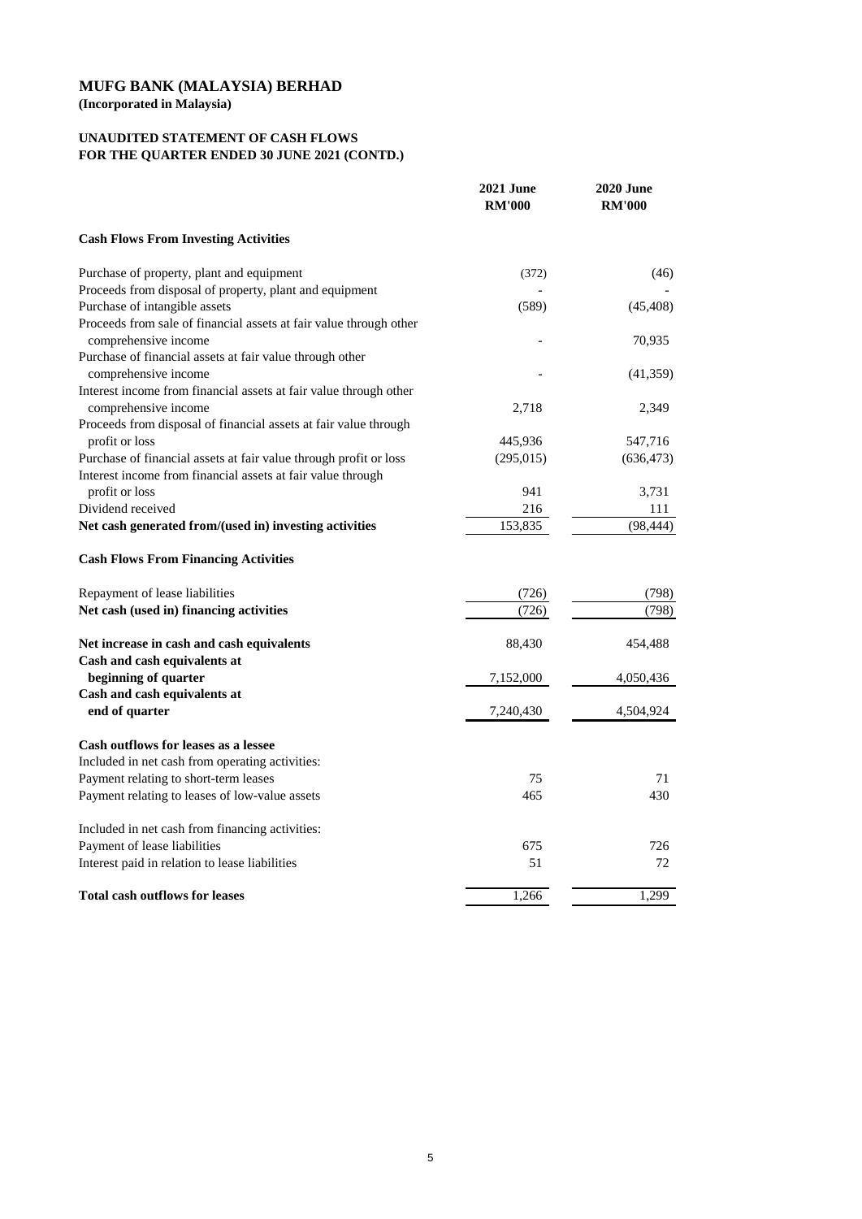# MUFG BANK (MALAYSIA) BERHAD

**(Incorporated in Malaysia)**

## UNAUDITED STATEMENT OF CASH FLOWS
## FOR THE QUARTER ENDED 30 JUNE 2021 (CONTD.)

| | 2021 June RM'000 | 2020 June RM'000 |
|---|---|---|
| **Cash Flows From Investing Activities** | | |
| Purchase of property, plant and equipment | (372) | (46) |
| Proceeds from disposal of property, plant and equipment | - | - |
| Purchase of intangible assets | (589) | (45,408) |
| Proceeds from sale of financial assets at fair value through other comprehensive income | - | 70,935 |
| Purchase of financial assets at fair value through other comprehensive income | - | (41,359) |
| Interest income from financial assets at fair value through other comprehensive income | 2,718 | 2,349 |
| Proceeds from disposal of financial assets at fair value through profit or loss | 445,936 | 547,716 |
| Purchase of financial assets at fair value through profit or loss | (295,015) | (636,473) |
| Interest income from financial assets at fair value through profit or loss | 941 | 3,731 |
| Dividend received | 216 | 111 |
| **Net cash generated from/(used in) investing activities** | 153,835 | (98,444) |
| **Cash Flows From Financing Activities** | | |
| Repayment of lease liabilities | (726) | (798) |
| **Net cash (used in) financing activities** | (726) | (798) |
| **Net increase in cash and cash equivalents** | 88,430 | 454,488 |
| **Cash and cash equivalents at beginning of quarter** | 7,152,000 | 4,050,436 |
| **Cash and cash equivalents at end of quarter** | 7,240,430 | 4,504,924 |
| **Cash outflows for leases as a lessee** | | |
| Included in net cash from operating activities: | | |
| Payment relating to short-term leases | 75 | 71 |
| Payment relating to leases of low-value assets | 465 | 430 |
| Included in net cash from financing activities: | | |
| Payment of lease liabilities | 675 | 726 |
| Interest paid in relation to lease liabilities | 51 | 72 |
| **Total cash outflows for leases** | 1,266 | 1,299 |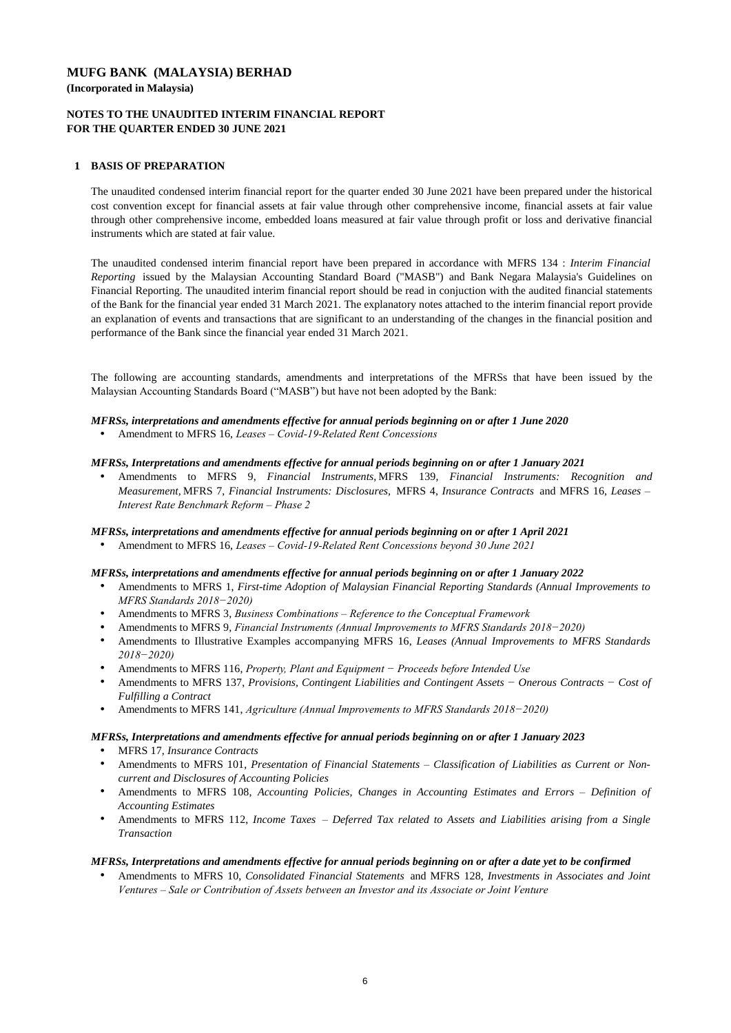# MUFG BANK (MALAYSIA) BERHAD

**(Incorporated in Malaysia)**

**NOTES TO THE UNAUDITED INTERIM FINANCIAL REPORT**
**FOR THE QUARTER ENDED 30 JUNE 2021**

## 1 BASIS OF PREPARATION

The unaudited condensed interim financial report for the quarter ended 30 June 2021 have been prepared under the historical cost convention except for financial assets at fair value through other comprehensive income, financial assets at fair value through other comprehensive income, embedded loans measured at fair value through profit or loss and derivative financial instruments which are stated at fair value.

The unaudited condensed interim financial report have been prepared in accordance with MFRS 134 : *Interim Financial Reporting* issued by the Malaysian Accounting Standard Board ("MASB") and Bank Negara Malaysia's Guidelines on Financial Reporting. The unaudited interim financial report should be read in conjuction with the audited financial statements of the Bank for the financial year ended 31 March 2021. The explanatory notes attached to the interim financial report provide an explanation of events and transactions that are significant to an understanding of the changes in the financial position and performance of the Bank since the financial year ended 31 March 2021.

The following are accounting standards, amendments and interpretations of the MFRSs that have been issued by the Malaysian Accounting Standards Board ("MASB") but have not been adopted by the Bank:

***MFRSs, interpretations and amendments effective for annual periods beginning on or after 1 June 2020***

- Amendment to MFRS 16, *Leases – Covid-19-Related Rent Concessions*

***MFRSs, Interpretations and amendments effective for annual periods beginning on or after 1 January 2021***

- Amendments to MFRS 9, *Financial Instruments,* MFRS 139, *Financial Instruments: Recognition and Measurement,* MFRS 7, *Financial Instruments: Disclosures,* MFRS 4, *Insurance Contracts* and MFRS 16, *Leases – Interest Rate Benchmark Reform – Phase 2*

***MFRSs, interpretations and amendments effective for annual periods beginning on or after 1 April 2021***

- Amendment to MFRS 16, *Leases – Covid-19-Related Rent Concessions beyond 30 June 2021*

***MFRSs, interpretations and amendments effective for annual periods beginning on or after 1 January 2022***

- Amendments to MFRS 1, *First-time Adoption of Malaysian Financial Reporting Standards (Annual Improvements to MFRS Standards 2018−2020)*
- Amendments to MFRS 3, *Business Combinations – Reference to the Conceptual Framework*
- Amendments to MFRS 9, *Financial Instruments (Annual Improvements to MFRS Standards 2018−2020)*
- Amendments to Illustrative Examples accompanying MFRS 16, *Leases (Annual Improvements to MFRS Standards 2018−2020)*
- Amendments to MFRS 116, *Property, Plant and Equipment − Proceeds before Intended Use*
- Amendments to MFRS 137, *Provisions, Contingent Liabilities and Contingent Assets − Onerous Contracts − Cost of Fulfilling a Contract*
- Amendments to MFRS 141, *Agriculture (Annual Improvements to MFRS Standards 2018−2020)*

***MFRSs, Interpretations and amendments effective for annual periods beginning on or after 1 January 2023***

- MFRS 17, *Insurance Contracts*
- Amendments to MFRS 101, *Presentation of Financial Statements – Classification of Liabilities as Current or Non-current and Disclosures of Accounting Policies*
- Amendments to MFRS 108, *Accounting Policies, Changes in Accounting Estimates and Errors – Definition of Accounting Estimates*
- Amendments to MFRS 112, *Income Taxes – Deferred Tax related to Assets and Liabilities arising from a Single Transaction*

***MFRSs, Interpretations and amendments effective for annual periods beginning on or after a date yet to be confirmed***

- Amendments to MFRS 10, *Consolidated Financial Statements* and MFRS 128, *Investments in Associates and Joint Ventures – Sale or Contribution of Assets between an Investor and its Associate or Joint Venture*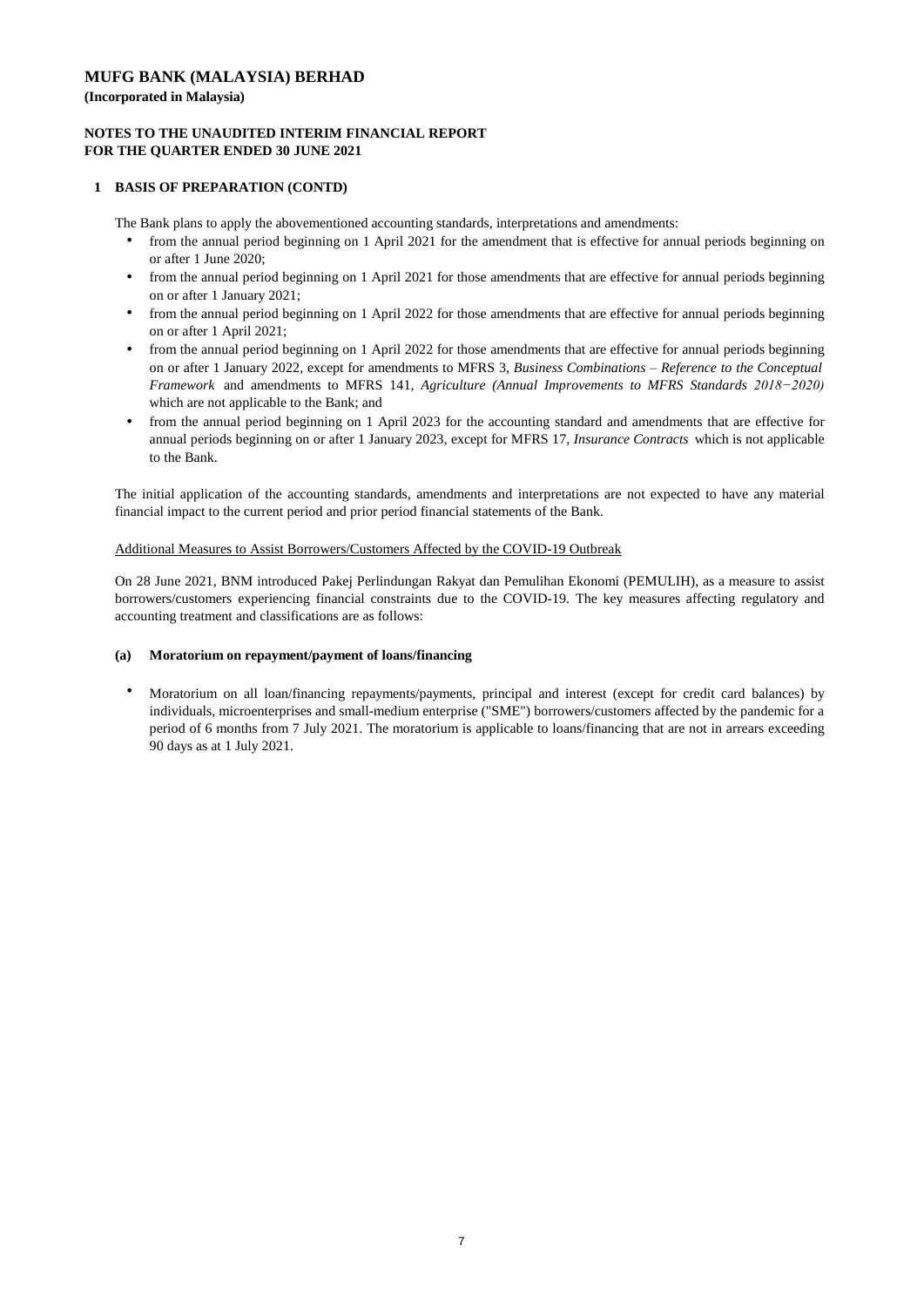**MUFG BANK (MALAYSIA) BERHAD**
**(Incorporated in Malaysia)**

**NOTES TO THE UNAUDITED INTERIM FINANCIAL REPORT**
**FOR THE QUARTER ENDED 30 JUNE 2021**

## 1 BASIS OF PREPARATION (CONTD)

The Bank plans to apply the abovementioned accounting standards, interpretations and amendments:

- from the annual period beginning on 1 April 2021 for the amendment that is effective for annual periods beginning on or after 1 June 2020;
- from the annual period beginning on 1 April 2021 for those amendments that are effective for annual periods beginning on or after 1 January 2021;
- from the annual period beginning on 1 April 2022 for those amendments that are effective for annual periods beginning on or after 1 April 2021;
- from the annual period beginning on 1 April 2022 for those amendments that are effective for annual periods beginning on or after 1 January 2022, except for amendments to MFRS 3, *Business Combinations – Reference to the Conceptual Framework* and amendments to MFRS 141, *Agriculture (Annual Improvements to MFRS Standards 2018−2020)* which are not applicable to the Bank; and
- from the annual period beginning on 1 April 2023 for the accounting standard and amendments that are effective for annual periods beginning on or after 1 January 2023, except for MFRS 17, *Insurance Contracts* which is not applicable to the Bank.

The initial application of the accounting standards, amendments and interpretations are not expected to have any material financial impact to the current period and prior period financial statements of the Bank.

Additional Measures to Assist Borrowers/Customers Affected by the COVID-19 Outbreak

On 28 June 2021, BNM introduced Pakej Perlindungan Rakyat dan Pemulihan Ekonomi (PEMULIH), as a measure to assist borrowers/customers experiencing financial constraints due to the COVID-19. The key measures affecting regulatory and accounting treatment and classifications are as follows:

**(a) Moratorium on repayment/payment of loans/financing**

- Moratorium on all loan/financing repayments/payments, principal and interest (except for credit card balances) by individuals, microenterprises and small-medium enterprise ("SME") borrowers/customers affected by the pandemic for a period of 6 months from 7 July 2021. The moratorium is applicable to loans/financing that are not in arrears exceeding 90 days as at 1 July 2021.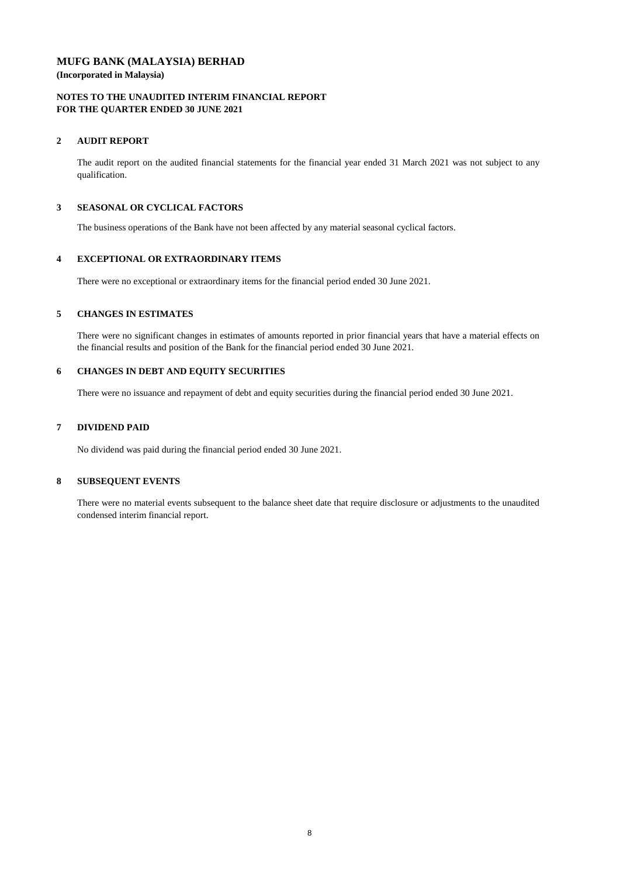# MUFG BANK (MALAYSIA) BERHAD

**(Incorporated in Malaysia)**

**NOTES TO THE UNAUDITED INTERIM FINANCIAL REPORT**
**FOR THE QUARTER ENDED 30 JUNE 2021**

## 2 AUDIT REPORT

The audit report on the audited financial statements for the financial year ended 31 March 2021 was not subject to any qualification.

## 3 SEASONAL OR CYCLICAL FACTORS

The business operations of the Bank have not been affected by any material seasonal cyclical factors.

## 4 EXCEPTIONAL OR EXTRAORDINARY ITEMS

There were no exceptional or extraordinary items for the financial period ended 30 June 2021.

## 5 CHANGES IN ESTIMATES

There were no significant changes in estimates of amounts reported in prior financial years that have a material effects on the financial results and position of the Bank for the financial period ended 30 June 2021.

## 6 CHANGES IN DEBT AND EQUITY SECURITIES

There were no issuance and repayment of debt and equity securities during the financial period ended 30 June 2021.

## 7 DIVIDEND PAID

No dividend was paid during the financial period ended 30 June 2021.

## 8 SUBSEQUENT EVENTS

There were no material events subsequent to the balance sheet date that require disclosure or adjustments to the unaudited condensed interim financial report.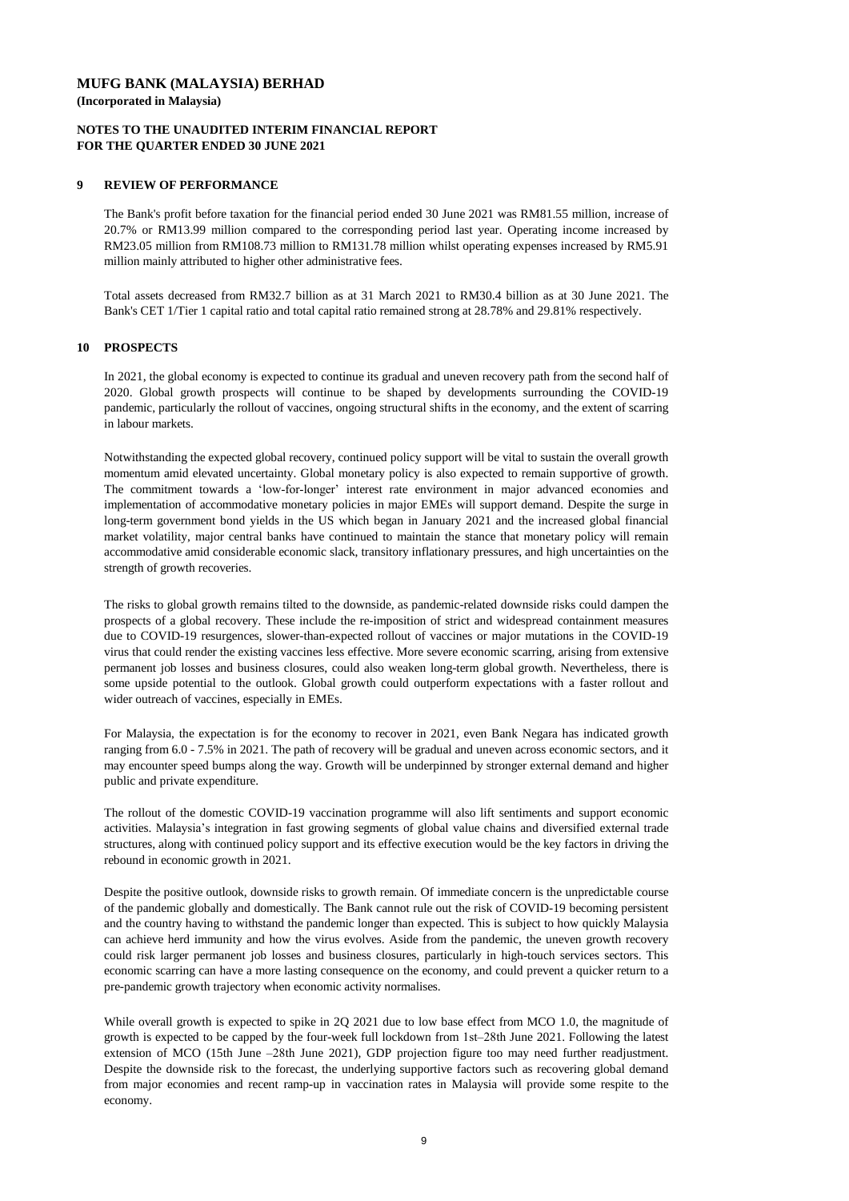**MUFG BANK (MALAYSIA) BERHAD**
**(Incorporated in Malaysia)**

**NOTES TO THE UNAUDITED INTERIM FINANCIAL REPORT**
**FOR THE QUARTER ENDED 30 JUNE 2021**

## 9 REVIEW OF PERFORMANCE

The Bank's profit before taxation for the financial period ended 30 June 2021 was RM81.55 million, increase of 20.7% or RM13.99 million compared to the corresponding period last year. Operating income increased by RM23.05 million from RM108.73 million to RM131.78 million whilst operating expenses increased by RM5.91 million mainly attributed to higher other administrative fees.

Total assets decreased from RM32.7 billion as at 31 March 2021 to RM30.4 billion as at 30 June 2021. The Bank's CET 1/Tier 1 capital ratio and total capital ratio remained strong at 28.78% and 29.81% respectively.

## 10 PROSPECTS

In 2021, the global economy is expected to continue its gradual and uneven recovery path from the second half of 2020. Global growth prospects will continue to be shaped by developments surrounding the COVID-19 pandemic, particularly the rollout of vaccines, ongoing structural shifts in the economy, and the extent of scarring in labour markets.

Notwithstanding the expected global recovery, continued policy support will be vital to sustain the overall growth momentum amid elevated uncertainty. Global monetary policy is also expected to remain supportive of growth. The commitment towards a 'low-for-longer' interest rate environment in major advanced economies and implementation of accommodative monetary policies in major EMEs will support demand. Despite the surge in long-term government bond yields in the US which began in January 2021 and the increased global financial market volatility, major central banks have continued to maintain the stance that monetary policy will remain accommodative amid considerable economic slack, transitory inflationary pressures, and high uncertainties on the strength of growth recoveries.

The risks to global growth remains tilted to the downside, as pandemic-related downside risks could dampen the prospects of a global recovery. These include the re-imposition of strict and widespread containment measures due to COVID-19 resurgences, slower-than-expected rollout of vaccines or major mutations in the COVID-19 virus that could render the existing vaccines less effective. More severe economic scarring, arising from extensive permanent job losses and business closures, could also weaken long-term global growth. Nevertheless, there is some upside potential to the outlook. Global growth could outperform expectations with a faster rollout and wider outreach of vaccines, especially in EMEs.

For Malaysia, the expectation is for the economy to recover in 2021, even Bank Negara has indicated growth ranging from 6.0 - 7.5% in 2021. The path of recovery will be gradual and uneven across economic sectors, and it may encounter speed bumps along the way. Growth will be underpinned by stronger external demand and higher public and private expenditure.

The rollout of the domestic COVID-19 vaccination programme will also lift sentiments and support economic activities. Malaysia's integration in fast growing segments of global value chains and diversified external trade structures, along with continued policy support and its effective execution would be the key factors in driving the rebound in economic growth in 2021.

Despite the positive outlook, downside risks to growth remain. Of immediate concern is the unpredictable course of the pandemic globally and domestically. The Bank cannot rule out the risk of COVID-19 becoming persistent and the country having to withstand the pandemic longer than expected. This is subject to how quickly Malaysia can achieve herd immunity and how the virus evolves. Aside from the pandemic, the uneven growth recovery could risk larger permanent job losses and business closures, particularly in high-touch services sectors. This economic scarring can have a more lasting consequence on the economy, and could prevent a quicker return to a pre-pandemic growth trajectory when economic activity normalises.

While overall growth is expected to spike in 2Q 2021 due to low base effect from MCO 1.0, the magnitude of growth is expected to be capped by the four-week full lockdown from 1st–28th June 2021. Following the latest extension of MCO (15th June –28th June 2021), GDP projection figure too may need further readjustment. Despite the downside risk to the forecast, the underlying supportive factors such as recovering global demand from major economies and recent ramp-up in vaccination rates in Malaysia will provide some respite to the economy.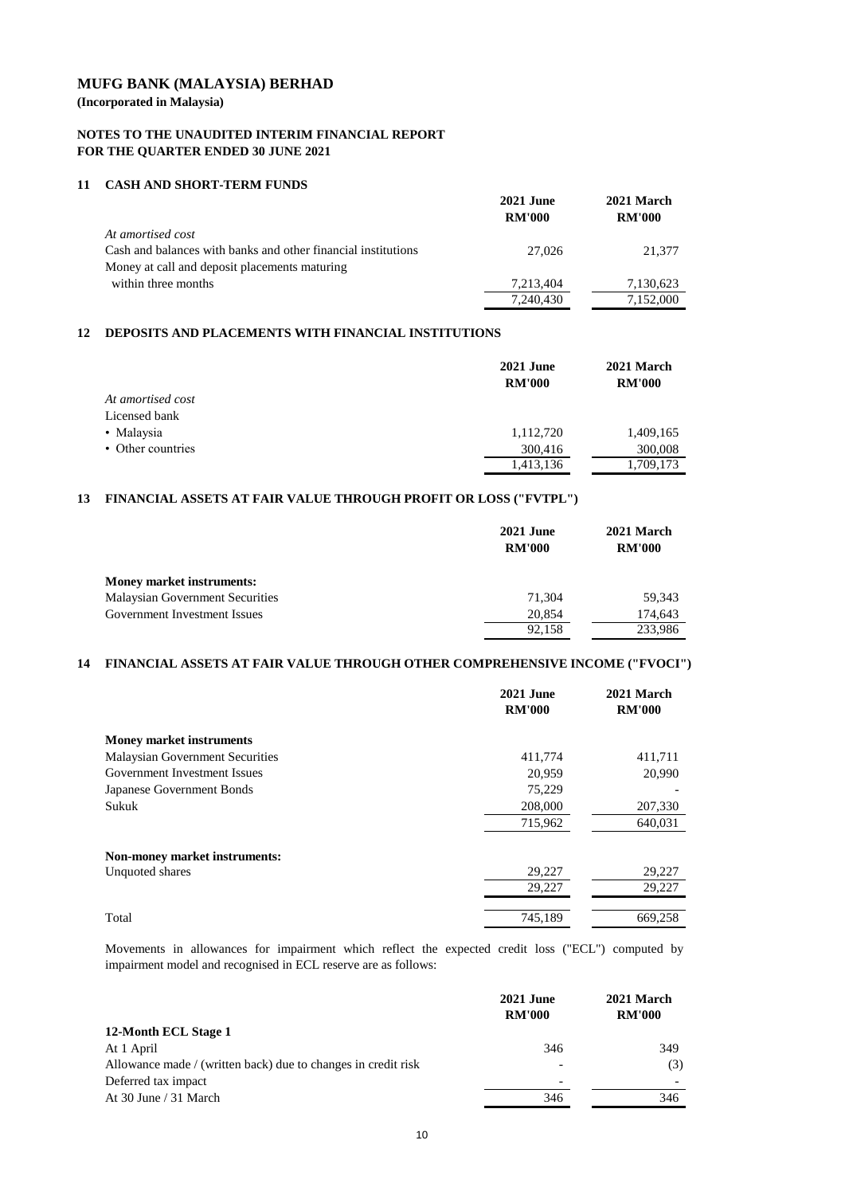# MUFG BANK (MALAYSIA) BERHAD

**(Incorporated in Malaysia)**

**NOTES TO THE UNAUDITED INTERIM FINANCIAL REPORT FOR THE QUARTER ENDED 30 JUNE 2021**

## 11 CASH AND SHORT-TERM FUNDS

| | 2021 June RM'000 | 2021 March RM'000 |
|---|---|---|
| *At amortised cost* | | |
| Cash and balances with banks and other financial institutions | 27,026 | 21,377 |
| Money at call and deposit placements maturing within three months | 7,213,404 | 7,130,623 |
| | 7,240,430 | 7,152,000 |

## 12 DEPOSITS AND PLACEMENTS WITH FINANCIAL INSTITUTIONS

| | 2021 June RM'000 | 2021 March RM'000 |
|---|---|---|
| *At amortised cost* | | |
| Licensed bank | | |
| • Malaysia | 1,112,720 | 1,409,165 |
| • Other countries | 300,416 | 300,008 |
| | 1,413,136 | 1,709,173 |

## 13 FINANCIAL ASSETS AT FAIR VALUE THROUGH PROFIT OR LOSS ("FVTPL")

| | 2021 June RM'000 | 2021 March RM'000 |
|---|---|---|
| **Money market instruments:** | | |
| Malaysian Government Securities | 71,304 | 59,343 |
| Government Investment Issues | 20,854 | 174,643 |
| | 92,158 | 233,986 |

## 14 FINANCIAL ASSETS AT FAIR VALUE THROUGH OTHER COMPREHENSIVE INCOME ("FVOCI")

| | 2021 June RM'000 | 2021 March RM'000 |
|---|---|---|
| **Money market instruments** | | |
| Malaysian Government Securities | 411,774 | 411,711 |
| Government Investment Issues | 20,959 | 20,990 |
| Japanese Government Bonds | 75,229 | - |
| Sukuk | 208,000 | 207,330 |
| | 715,962 | 640,031 |
| **Non-money market instruments:** | | |
| Unquoted shares | 29,227 | 29,227 |
| | 29,227 | 29,227 |
| Total | 745,189 | 669,258 |

Movements in allowances for impairment which reflect the expected credit loss ("ECL") computed by impairment model and recognised in ECL reserve are as follows:

| | 2021 June RM'000 | 2021 March RM'000 |
|---|---|---|
| **12-Month ECL Stage 1** | | |
| At 1 April | 346 | 349 |
| Allowance made / (written back) due to changes in credit risk | - | (3) |
| Deferred tax impact | - | - |
| At 30 June / 31 March | 346 | 346 |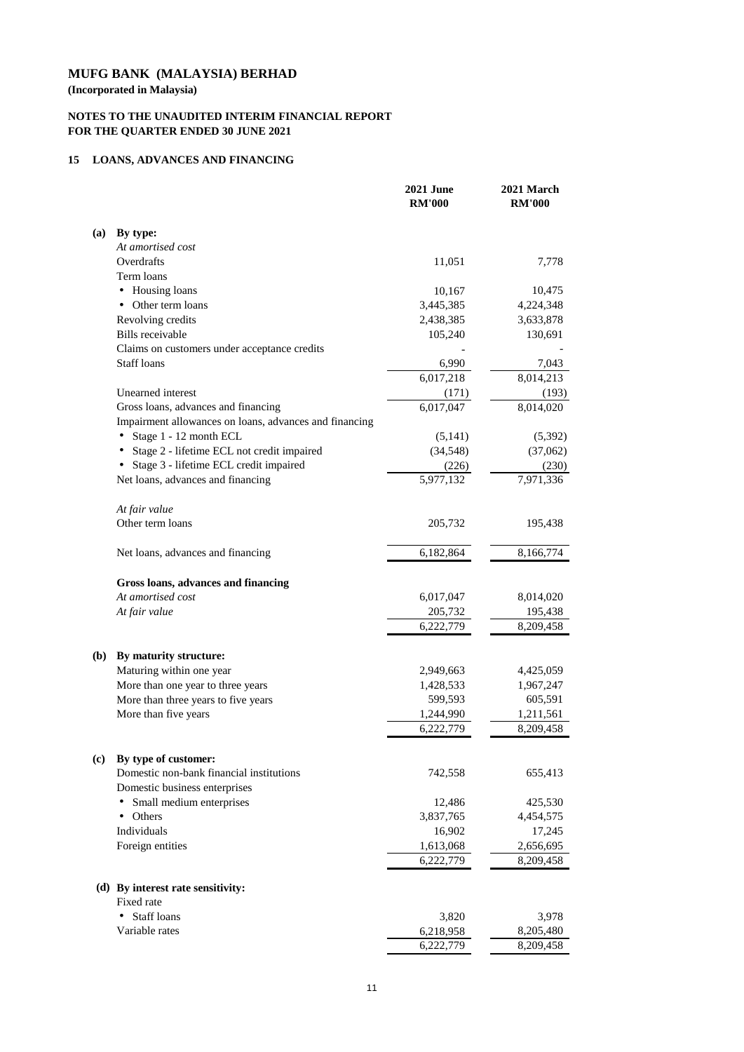**MUFG BANK (MALAYSIA) BERHAD**
**(Incorporated in Malaysia)**

**NOTES TO THE UNAUDITED INTERIM FINANCIAL REPORT**
**FOR THE QUARTER ENDED 30 JUNE 2021**

## 15 LOANS, ADVANCES AND FINANCING

| | | 2021 June RM'000 | 2021 March RM'000 |
|---|---|---|---|
| **(a)** | **By type:** | | |
| | *At amortised cost* | | |
| | Overdrafts | 11,051 | 7,778 |
| | Term loans | | |
| | • Housing loans | 10,167 | 10,475 |
| | • Other term loans | 3,445,385 | 4,224,348 |
| | Revolving credits | 2,438,385 | 3,633,878 |
| | Bills receivable | 105,240 | 130,691 |
| | Claims on customers under acceptance credits | - | - |
| | Staff loans | 6,990 | 7,043 |
| | | 6,017,218 | 8,014,213 |
| | Unearned interest | (171) | (193) |
| | Gross loans, advances and financing | 6,017,047 | 8,014,020 |
| | Impairment allowances on loans, advances and financing | | |
| | • Stage 1 - 12 month ECL | (5,141) | (5,392) |
| | • Stage 2 - lifetime ECL not credit impaired | (34,548) | (37,062) |
| | • Stage 3 - lifetime ECL credit impaired | (226) | (230) |
| | Net loans, advances and financing | 5,977,132 | 7,971,336 |
| | *At fair value* | | |
| | Other term loans | 205,732 | 195,438 |
| | Net loans, advances and financing | 6,182,864 | 8,166,774 |
| | **Gross loans, advances and financing** | | |
| | *At amortised cost* | 6,017,047 | 8,014,020 |
| | *At fair value* | 205,732 | 195,438 |
| | | 6,222,779 | 8,209,458 |
| **(b)** | **By maturity structure:** | | |
| | Maturing within one year | 2,949,663 | 4,425,059 |
| | More than one year to three years | 1,428,533 | 1,967,247 |
| | More than three years to five years | 599,593 | 605,591 |
| | More than five years | 1,244,990 | 1,211,561 |
| | | 6,222,779 | 8,209,458 |
| **(c)** | **By type of customer:** | | |
| | Domestic non-bank financial institutions | 742,558 | 655,413 |
| | Domestic business enterprises | | |
| | • Small medium enterprises | 12,486 | 425,530 |
| | • Others | 3,837,765 | 4,454,575 |
| | Individuals | 16,902 | 17,245 |
| | Foreign entities | 1,613,068 | 2,656,695 |
| | | 6,222,779 | 8,209,458 |
| **(d)** | **By interest rate sensitivity:** | | |
| | Fixed rate | | |
| | • Staff loans | 3,820 | 3,978 |
| | Variable rates | 6,218,958 | 8,205,480 |
| | | 6,222,779 | 8,209,458 |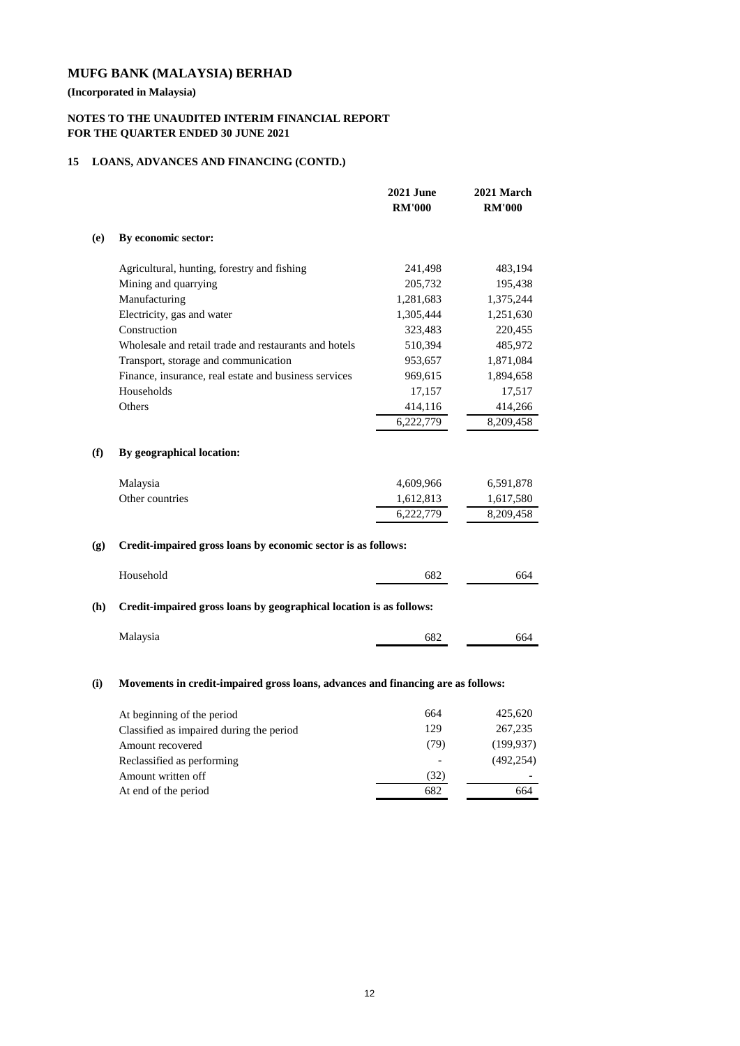# MUFG BANK (MALAYSIA) BERHAD

**(Incorporated in Malaysia)**

**NOTES TO THE UNAUDITED INTERIM FINANCIAL REPORT**
**FOR THE QUARTER ENDED 30 JUNE 2021**

## 15 LOANS, ADVANCES AND FINANCING (CONTD.)

| | 2021 June RM'000 | 2021 March RM'000 |
|---|---|---|
| **(e) By economic sector:** | | |
| Agricultural, hunting, forestry and fishing | 241,498 | 483,194 |
| Mining and quarrying | 205,732 | 195,438 |
| Manufacturing | 1,281,683 | 1,375,244 |
| Electricity, gas and water | 1,305,444 | 1,251,630 |
| Construction | 323,483 | 220,455 |
| Wholesale and retail trade and restaurants and hotels | 510,394 | 485,972 |
| Transport, storage and communication | 953,657 | 1,871,084 |
| Finance, insurance, real estate and business services | 969,615 | 1,894,658 |
| Households | 17,157 | 17,517 |
| Others | 414,116 | 414,266 |
| | 6,222,779 | 8,209,458 |
| **(f) By geographical location:** | | |
| Malaysia | 4,609,966 | 6,591,878 |
| Other countries | 1,612,813 | 1,617,580 |
| | 6,222,779 | 8,209,458 |
| **(g) Credit-impaired gross loans by economic sector is as follows:** | | |
| Household | 682 | 664 |
| **(h) Credit-impaired gross loans by geographical location is as follows:** | | |
| Malaysia | 682 | 664 |
| **(i) Movements in credit-impaired gross loans, advances and financing are as follows:** | | |
| At beginning of the period | 664 | 425,620 |
| Classified as impaired during the period | 129 | 267,235 |
| Amount recovered | (79) | (199,937) |
| Reclassified as performing | - | (492,254) |
| Amount written off | (32) | - |
| At end of the period | 682 | 664 |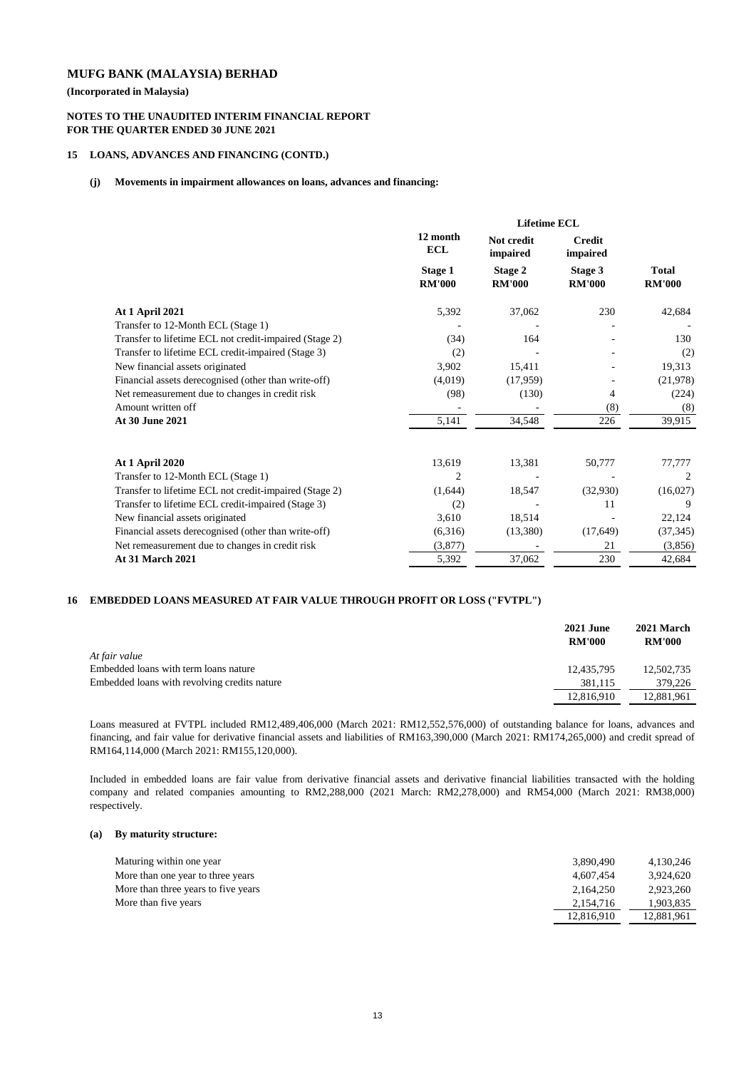# MUFG BANK (MALAYSIA) BERHAD

**(Incorporated in Malaysia)**

**NOTES TO THE UNAUDITED INTERIM FINANCIAL REPORT FOR THE QUARTER ENDED 30 JUNE 2021**

## 15 LOANS, ADVANCES AND FINANCING (CONTD.)

### (j) Movements in impairment allowances on loans, advances and financing:

| | 12 month ECL | Lifetime ECL Not credit impaired | Lifetime ECL Credit impaired | |
|---|---|---|---|---|
| | **Stage 1 RM'000** | **Stage 2 RM'000** | **Stage 3 RM'000** | **Total RM'000** |
| **At 1 April 2021** | 5,392 | 37,062 | 230 | 42,684 |
| Transfer to 12-Month ECL (Stage 1) | - | - | - | - |
| Transfer to lifetime ECL not credit-impaired (Stage 2) | (34) | 164 | - | 130 |
| Transfer to lifetime ECL credit-impaired (Stage 3) | (2) | - | - | (2) |
| New financial assets originated | 3,902 | 15,411 | - | 19,313 |
| Financial assets derecognised (other than write-off) | (4,019) | (17,959) | - | (21,978) |
| Net remeasurement due to changes in credit risk | (98) | (130) | 4 | (224) |
| Amount written off | - | - | (8) | (8) |
| **At 30 June 2021** | 5,141 | 34,548 | 226 | 39,915 |
| | | | | |
| **At 1 April 2020** | 13,619 | 13,381 | 50,777 | 77,777 |
| Transfer to 12-Month ECL (Stage 1) | 2 | - | - | 2 |
| Transfer to lifetime ECL not credit-impaired (Stage 2) | (1,644) | 18,547 | (32,930) | (16,027) |
| Transfer to lifetime ECL credit-impaired (Stage 3) | (2) | - | 11 | 9 |
| New financial assets originated | 3,610 | 18,514 | - | 22,124 |
| Financial assets derecognised (other than write-off) | (6,316) | (13,380) | (17,649) | (37,345) |
| Net remeasurement due to changes in credit risk | (3,877) | - | 21 | (3,856) |
| **At 31 March 2021** | 5,392 | 37,062 | 230 | 42,684 |

## 16 EMBEDDED LOANS MEASURED AT FAIR VALUE THROUGH PROFIT OR LOSS ("FVTPL")

| | **2021 June RM'000** | **2021 March RM'000** |
|---|---|---|
| *At fair value* | | |
| Embedded loans with term loans nature | 12,435,795 | 12,502,735 |
| Embedded loans with revolving credits nature | 381,115 | 379,226 |
| | 12,816,910 | 12,881,961 |

Loans measured at FVTPL included RM12,489,406,000 (March 2021: RM12,552,576,000) of outstanding balance for loans, advances and financing, and fair value for derivative financial assets and liabilities of RM163,390,000 (March 2021: RM174,265,000) and credit spread of RM164,114,000 (March 2021: RM155,120,000).

Included in embedded loans are fair value from derivative financial assets and derivative financial liabilities transacted with the holding company and related companies amounting to RM2,288,000 (2021 March: RM2,278,000) and RM54,000 (March 2021: RM38,000) respectively.

### (a) By maturity structure:

| | | |
|---|---|---|
| Maturing within one year | 3,890,490 | 4,130,246 |
| More than one year to three years | 4,607,454 | 3,924,620 |
| More than three years to five years | 2,164,250 | 2,923,260 |
| More than five years | 2,154,716 | 1,903,835 |
| | 12,816,910 | 12,881,961 |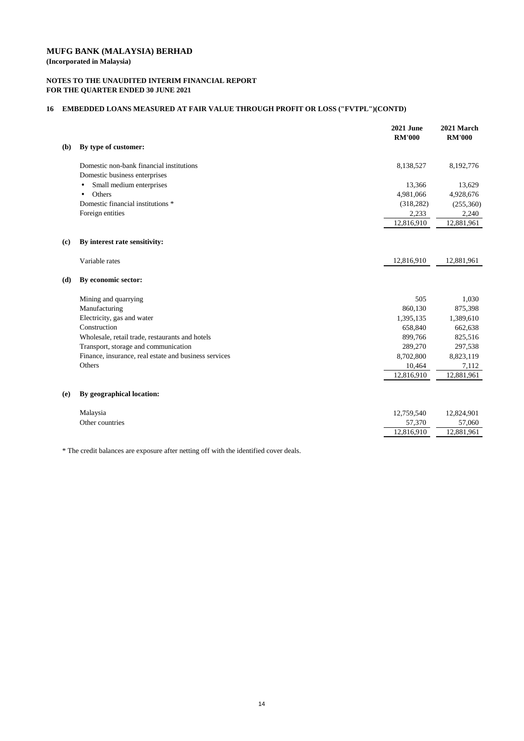**MUFG BANK (MALAYSIA) BERHAD**
**(Incorporated in Malaysia)**

**NOTES TO THE UNAUDITED INTERIM FINANCIAL REPORT**
**FOR THE QUARTER ENDED 30 JUNE 2021**

## 16 EMBEDDED LOANS MEASURED AT FAIR VALUE THROUGH PROFIT OR LOSS ("FVTPL")(CONTD)

| | | 2021 June RM'000 | 2021 March RM'000 |
|---|---|---|---|
| **(b)** | **By type of customer:** | | |
| | Domestic non-bank financial institutions | 8,138,527 | 8,192,776 |
| | Domestic business enterprises | | |
| | • Small medium enterprises | 13,366 | 13,629 |
| | • Others | 4,981,066 | 4,928,676 |
| | Domestic financial institutions * | (318,282) | (255,360) |
| | Foreign entities | 2,233 | 2,240 |
| | | 12,816,910 | 12,881,961 |
| **(c)** | **By interest rate sensitivity:** | | |
| | Variable rates | 12,816,910 | 12,881,961 |
| **(d)** | **By economic sector:** | | |
| | Mining and quarrying | 505 | 1,030 |
| | Manufacturing | 860,130 | 875,398 |
| | Electricity, gas and water | 1,395,135 | 1,389,610 |
| | Construction | 658,840 | 662,638 |
| | Wholesale, retail trade, restaurants and hotels | 899,766 | 825,516 |
| | Transport, storage and communication | 289,270 | 297,538 |
| | Finance, insurance, real estate and business services | 8,702,800 | 8,823,119 |
| | Others | 10,464 | 7,112 |
| | | 12,816,910 | 12,881,961 |
| **(e)** | **By geographical location:** | | |
| | Malaysia | 12,759,540 | 12,824,901 |
| | Other countries | 57,370 | 57,060 |
| | | 12,816,910 | 12,881,961 |

* The credit balances are exposure after netting off with the identified cover deals.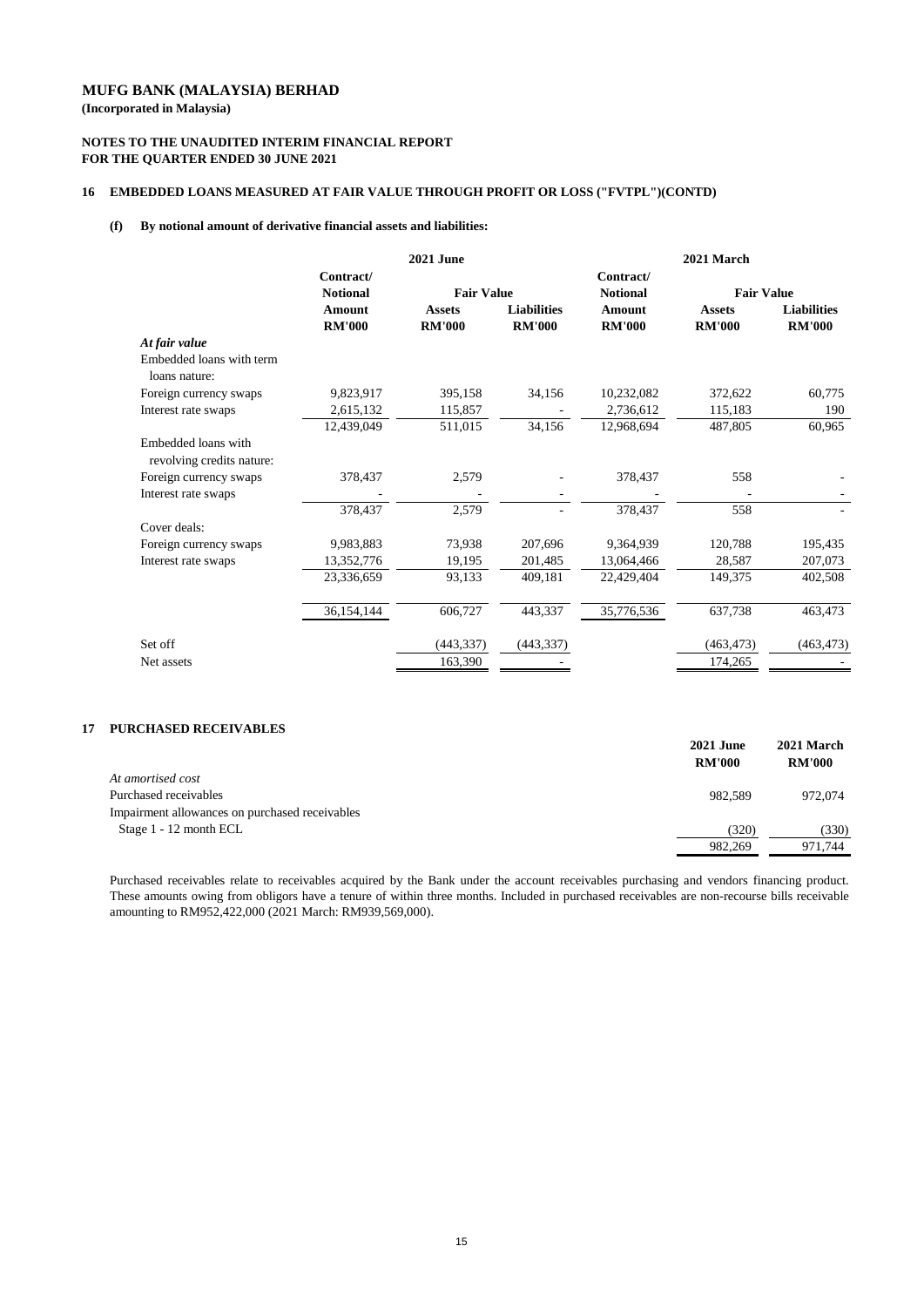**MUFG BANK (MALAYSIA) BERHAD**
**(Incorporated in Malaysia)**

**NOTES TO THE UNAUDITED INTERIM FINANCIAL REPORT**
**FOR THE QUARTER ENDED 30 JUNE 2021**

## 16 EMBEDDED LOANS MEASURED AT FAIR VALUE THROUGH PROFIT OR LOSS ("FVTPL")(CONTD)

### (f) By notional amount of derivative financial assets and liabilities:

| | 2021 June | | | 2021 March | | |
|---|---|---|---|---|---|---|
| | Contract/ Notional Amount | Fair Value | | Contract/ Notional Amount | Fair Value | |
| | | Assets | Liabilities | | Assets | Liabilities |
| | RM'000 | RM'000 | RM'000 | RM'000 | RM'000 | RM'000 |
| *At fair value* | | | | | | |
| Embedded loans with term loans nature: | | | | | | |
| Foreign currency swaps | 9,823,917 | 395,158 | 34,156 | 10,232,082 | 372,622 | 60,775 |
| Interest rate swaps | 2,615,132 | 115,857 | - | 2,736,612 | 115,183 | 190 |
| | 12,439,049 | 511,015 | 34,156 | 12,968,694 | 487,805 | 60,965 |
| Embedded loans with revolving credits nature: | | | | | | |
| Foreign currency swaps | 378,437 | 2,579 | - | 378,437 | 558 | - |
| Interest rate swaps | - | - | - | - | - | - |
| | 378,437 | 2,579 | - | 378,437 | 558 | - |
| Cover deals: | | | | | | |
| Foreign currency swaps | 9,983,883 | 73,938 | 207,696 | 9,364,939 | 120,788 | 195,435 |
| Interest rate swaps | 13,352,776 | 19,195 | 201,485 | 13,064,466 | 28,587 | 207,073 |
| | 23,336,659 | 93,133 | 409,181 | 22,429,404 | 149,375 | 402,508 |
| | 36,154,144 | 606,727 | 443,337 | 35,776,536 | 637,738 | 463,473 |
| Set off | | (443,337) | (443,337) | | (463,473) | (463,473) |
| Net assets | | 163,390 | - | | 174,265 | - |

## 17 PURCHASED RECEIVABLES

| | 2021 June | 2021 March |
|---|---|---|
| | RM'000 | RM'000 |
| *At amortised cost* | | |
| Purchased receivables | 982,589 | 972,074 |
| Impairment allowances on purchased receivables | | |
| Stage 1 - 12 month ECL | (320) | (330) |
| | 982,269 | 971,744 |

Purchased receivables relate to receivables acquired by the Bank under the account receivables purchasing and vendors financing product. These amounts owing from obligors have a tenure of within three months. Included in purchased receivables are non-recourse bills receivable amounting to RM952,422,000 (2021 March: RM939,569,000).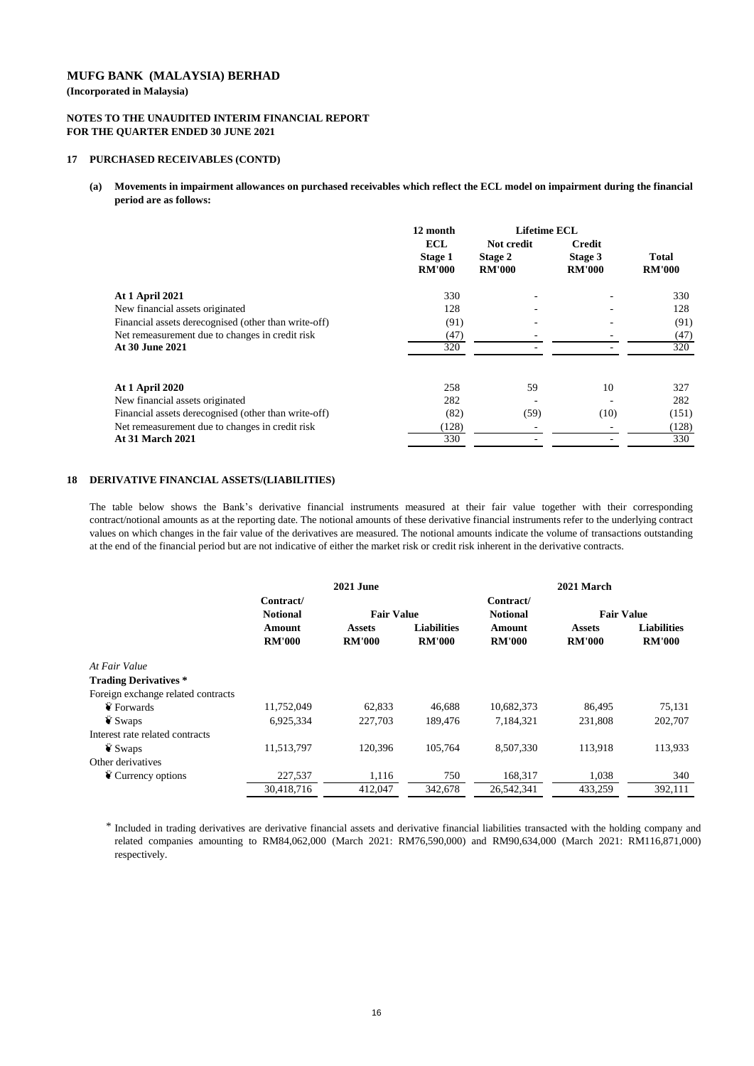# MUFG BANK (MALAYSIA) BERHAD

**(Incorporated in Malaysia)**

**NOTES TO THE UNAUDITED INTERIM FINANCIAL REPORT FOR THE QUARTER ENDED 30 JUNE 2021**

## 17 PURCHASED RECEIVABLES (CONTD)

**(a) Movements in impairment allowances on purchased receivables which reflect the ECL model on impairment during the financial period are as follows:**

| | 12 month | Lifetime ECL | | |
|---|---|---|---|---|
| | ECL Stage 1 RM'000 | Not credit Stage 2 RM'000 | Credit Stage 3 RM'000 | Total RM'000 |
| **At 1 April 2021** | 330 | - | - | 330 |
| New financial assets originated | 128 | - | - | 128 |
| Financial assets derecognised (other than write-off) | (91) | - | - | (91) |
| Net remeasurement due to changes in credit risk | (47) | - | - | (47) |
| **At 30 June 2021** | 320 | - | - | 320 |
| | | | | |
| **At 1 April 2020** | 258 | 59 | 10 | 327 |
| New financial assets originated | 282 | - | - | 282 |
| Financial assets derecognised (other than write-off) | (82) | (59) | (10) | (151) |
| Net remeasurement due to changes in credit risk | (128) | - | - | (128) |
| **At 31 March 2021** | 330 | - | - | 330 |

## 18 DERIVATIVE FINANCIAL ASSETS/(LIABILITIES)

The table below shows the Bank's derivative financial instruments measured at their fair value together with their corresponding contract/notional amounts as at the reporting date. The notional amounts of these derivative financial instruments refer to the underlying contract values on which changes in the fair value of the derivatives are measured. The notional amounts indicate the volume of transactions outstanding at the end of the financial period but are not indicative of either the market risk or credit risk inherent in the derivative contracts.

| | 2021 June | | | 2021 March | | |
|---|---|---|---|---|---|---|
| | Contract/ Notional | Fair Value | | Contract/ Notional | Fair Value | |
| | Amount RM'000 | Assets RM'000 | Liabilities RM'000 | Amount RM'000 | Assets RM'000 | Liabilities RM'000 |
| *At Fair Value* | | | | | | |
| **Trading Derivatives *** | | | | | | |
| Foreign exchange related contracts | | | | | | |
| - Forwards | 11,752,049 | 62,833 | 46,688 | 10,682,373 | 86,495 | 75,131 |
| - Swaps | 6,925,334 | 227,703 | 189,476 | 7,184,321 | 231,808 | 202,707 |
| Interest rate related contracts | | | | | | |
| - Swaps | 11,513,797 | 120,396 | 105,764 | 8,507,330 | 113,918 | 113,933 |
| Other derivatives | | | | | | |
| - Currency options | 227,537 | 1,116 | 750 | 168,317 | 1,038 | 340 |
| | 30,418,716 | 412,047 | 342,678 | 26,542,341 | 433,259 | 392,111 |

\* Included in trading derivatives are derivative financial assets and derivative financial liabilities transacted with the holding company and related companies amounting to RM84,062,000 (March 2021: RM76,590,000) and RM90,634,000 (March 2021: RM116,871,000) respectively.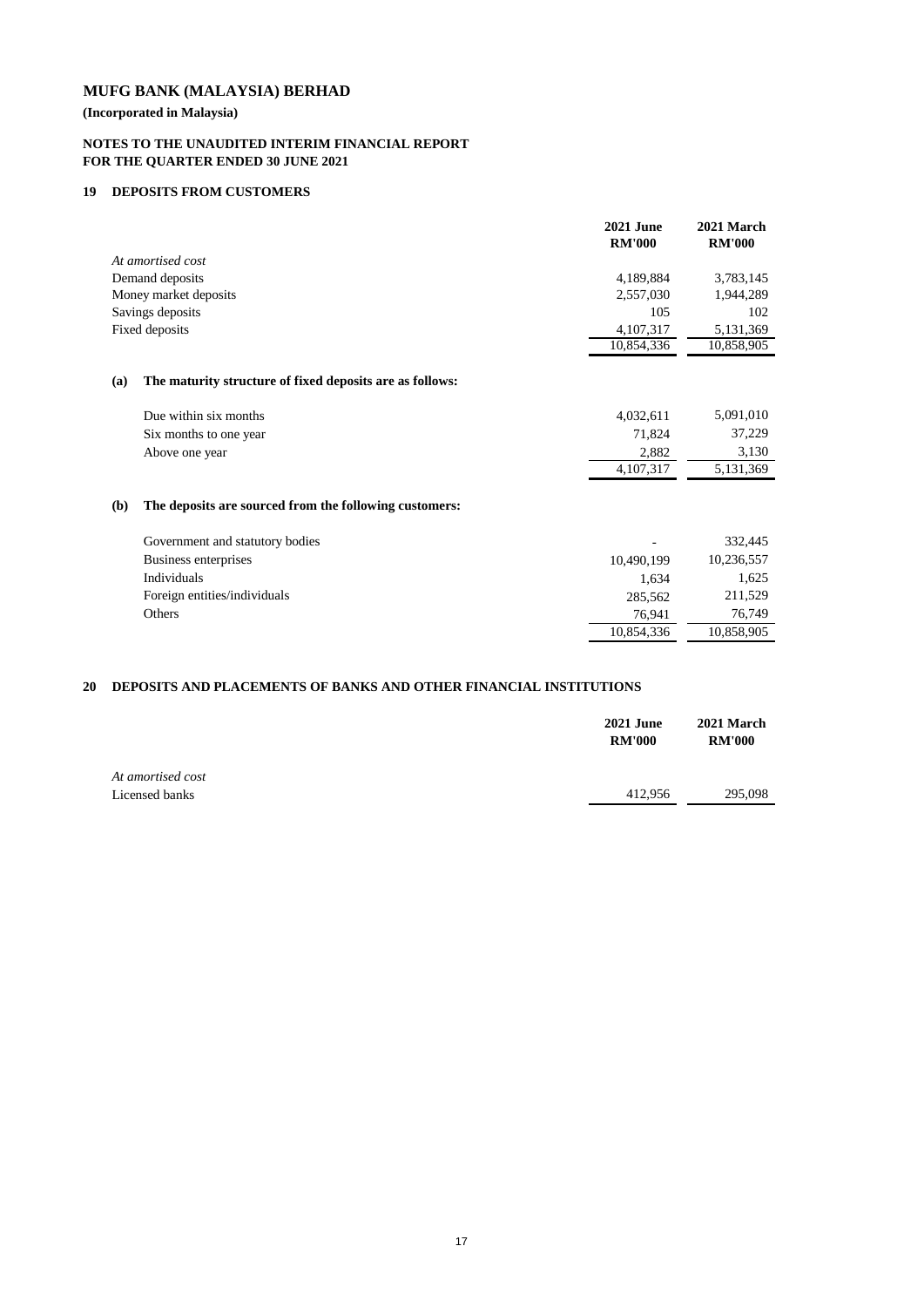# MUFG BANK (MALAYSIA) BERHAD

**(Incorporated in Malaysia)**

**NOTES TO THE UNAUDITED INTERIM FINANCIAL REPORT**
**FOR THE QUARTER ENDED 30 JUNE 2021**

## 19 DEPOSITS FROM CUSTOMERS

| | 2021 June RM'000 | 2021 March RM'000 |
|---|---|---|
| *At amortised cost* | | |
| Demand deposits | 4,189,884 | 3,783,145 |
| Money market deposits | 2,557,030 | 1,944,289 |
| Savings deposits | 105 | 102 |
| Fixed deposits | 4,107,317 | 5,131,369 |
| | 10,854,336 | 10,858,905 |

**(a) The maturity structure of fixed deposits are as follows:**

| | 2021 June RM'000 | 2021 March RM'000 |
|---|---|---|
| Due within six months | 4,032,611 | 5,091,010 |
| Six months to one year | 71,824 | 37,229 |
| Above one year | 2,882 | 3,130 |
| | 4,107,317 | 5,131,369 |

**(b) The deposits are sourced from the following customers:**

| | 2021 June RM'000 | 2021 March RM'000 |
|---|---|---|
| Government and statutory bodies | - | 332,445 |
| Business enterprises | 10,490,199 | 10,236,557 |
| Individuals | 1,634 | 1,625 |
| Foreign entities/individuals | 285,562 | 211,529 |
| Others | 76,941 | 76,749 |
| | 10,854,336 | 10,858,905 |

## 20 DEPOSITS AND PLACEMENTS OF BANKS AND OTHER FINANCIAL INSTITUTIONS

| | 2021 June RM'000 | 2021 March RM'000 |
|---|---|---|
| *At amortised cost* | | |
| Licensed banks | 412,956 | 295,098 |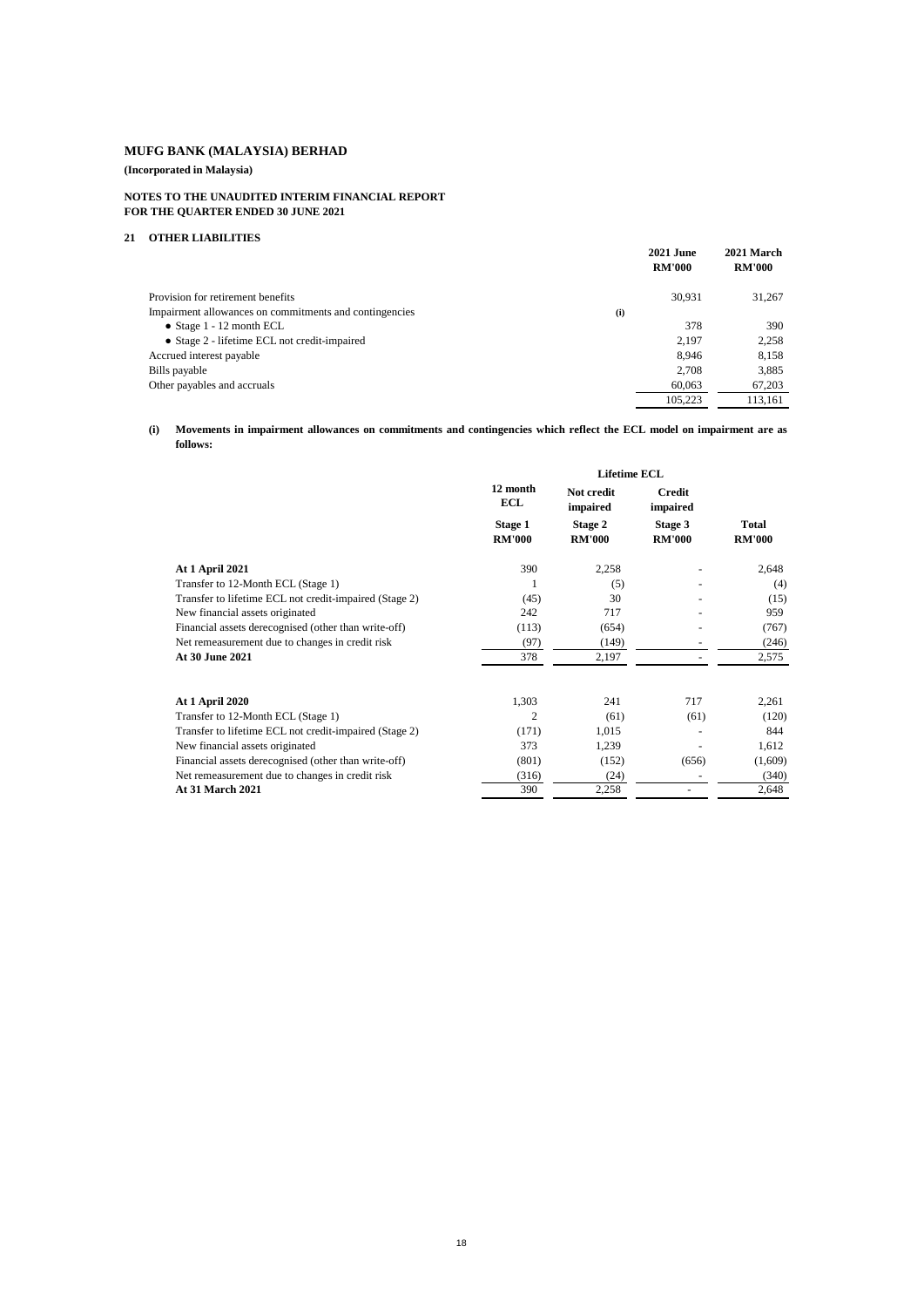# MUFG BANK (MALAYSIA) BERHAD

**(Incorporated in Malaysia)**

**NOTES TO THE UNAUDITED INTERIM FINANCIAL REPORT**
**FOR THE QUARTER ENDED 30 JUNE 2021**

## 21 OTHER LIABILITIES

| | | 2021 June RM'000 | 2021 March RM'000 |
|---|---|---|---|
| Provision for retirement benefits | | 30,931 | 31,267 |
| Impairment allowances on commitments and contingencies | (i) | | |
| ● Stage 1 - 12 month ECL | | 378 | 390 |
| ● Stage 2 - lifetime ECL not credit-impaired | | 2,197 | 2,258 |
| Accrued interest payable | | 8,946 | 8,158 |
| Bills payable | | 2,708 | 3,885 |
| Other payables and accruals | | 60,063 | 67,203 |
| | | 105,223 | 113,161 |

**(i) Movements in impairment allowances on commitments and contingencies which reflect the ECL model on impairment are as follows:**

| | 12 month ECL | Lifetime ECL | | |
|---|---|---|---|---|
| | | Not credit impaired | Credit impaired | |
| | Stage 1 RM'000 | Stage 2 RM'000 | Stage 3 RM'000 | Total RM'000 |
| **At 1 April 2021** | 390 | 2,258 | - | 2,648 |
| Transfer to 12-Month ECL (Stage 1) | 1 | (5) | - | (4) |
| Transfer to lifetime ECL not credit-impaired (Stage 2) | (45) | 30 | - | (15) |
| New financial assets originated | 242 | 717 | - | 959 |
| Financial assets derecognised (other than write-off) | (113) | (654) | - | (767) |
| Net remeasurement due to changes in credit risk | (97) | (149) | - | (246) |
| **At 30 June 2021** | 378 | 2,197 | - | 2,575 |
| | | | | |
| **At 1 April 2020** | 1,303 | 241 | 717 | 2,261 |
| Transfer to 12-Month ECL (Stage 1) | 2 | (61) | (61) | (120) |
| Transfer to lifetime ECL not credit-impaired (Stage 2) | (171) | 1,015 | - | 844 |
| New financial assets originated | 373 | 1,239 | - | 1,612 |
| Financial assets derecognised (other than write-off) | (801) | (152) | (656) | (1,609) |
| Net remeasurement due to changes in credit risk | (316) | (24) | - | (340) |
| **At 31 March 2021** | 390 | 2,258 | - | 2,648 |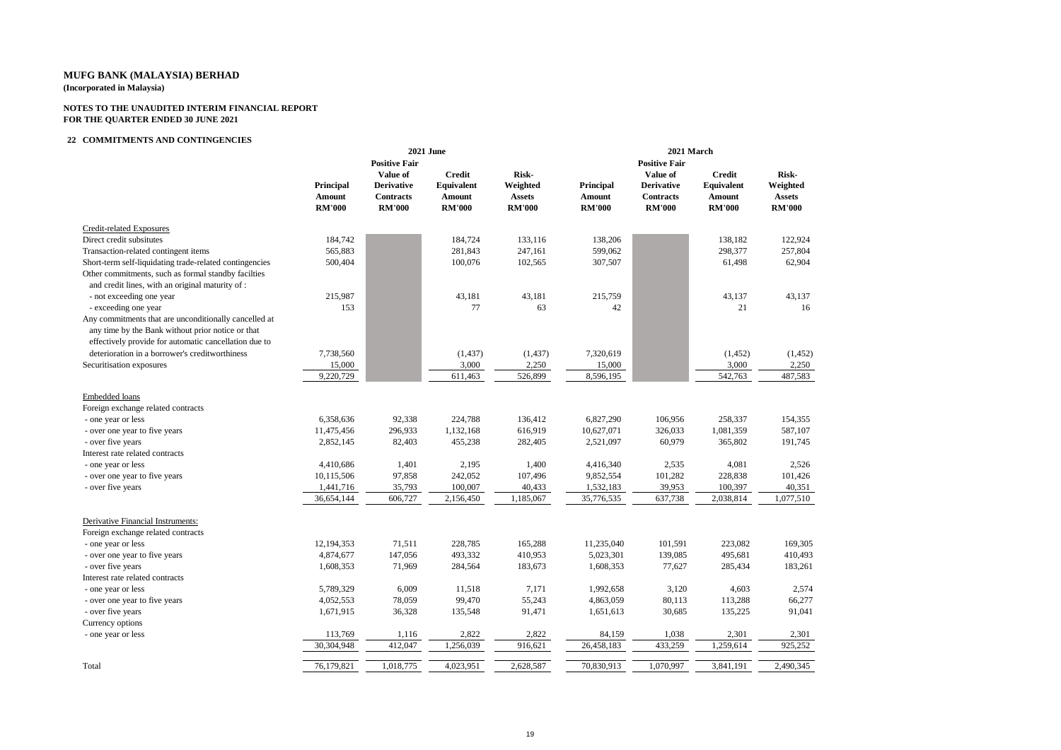**MUFG BANK (MALAYSIA) BERHAD**

**(Incorporated in Malaysia)**

**NOTES TO THE UNAUDITED INTERIM FINANCIAL REPORT**
**FOR THE QUARTER ENDED 30 JUNE 2021**

**22 COMMITMENTS AND CONTINGENCIES**

| | 2021 June | | | | 2021 March | | | |
|---|---|---|---|---|---|---|---|---|
| | Principal Amount RM'000 | Positive Fair Value of Derivative Contracts RM'000 | Credit Equivalent Amount RM'000 | Risk-Weighted Assets RM'000 | Principal Amount RM'000 | Positive Fair Value of Derivative Contracts RM'000 | Credit Equivalent Amount RM'000 | Risk-Weighted Assets RM'000 |
| Credit-related Exposures | | | | | | | | |
| Direct credit subsitutes | 184,742 | | 184,724 | 133,116 | 138,206 | | 138,182 | 122,924 |
| Transaction-related contingent items | 565,883 | | 281,843 | 247,161 | 599,062 | | 298,377 | 257,804 |
| Short-term self-liquidating trade-related contingencies | 500,404 | | 100,076 | 102,565 | 307,507 | | 61,498 | 62,904 |
| Other commitments, such as formal standby facilties and credit lines, with an original maturity of : | | | | | | | | |
| - not exceeding one year | 215,987 | | 43,181 | 43,181 | 215,759 | | 43,137 | 43,137 |
| - exceeding one year | 153 | | 77 | 63 | 42 | | 21 | 16 |
| Any commitments that are unconditionally cancelled at any time by the Bank without prior notice or that effectively provide for automatic cancellation due to deterioration in a borrower's creditworthiness | 7,738,560 | | (1,437) | (1,437) | 7,320,619 | | (1,452) | (1,452) |
| Securitisation exposures | 15,000 | | 3,000 | 2,250 | 15,000 | | 3,000 | 2,250 |
| | 9,220,729 | | 611,463 | 526,899 | 8,596,195 | | 542,763 | 487,583 |
| Embedded loans | | | | | | | | |
| Foreign exchange related contracts | | | | | | | | |
| - one year or less | 6,358,636 | 92,338 | 224,788 | 136,412 | 6,827,290 | 106,956 | 258,337 | 154,355 |
| - over one year to five years | 11,475,456 | 296,933 | 1,132,168 | 616,919 | 10,627,071 | 326,033 | 1,081,359 | 587,107 |
| - over five years | 2,852,145 | 82,403 | 455,238 | 282,405 | 2,521,097 | 60,979 | 365,802 | 191,745 |
| Interest rate related contracts | | | | | | | | |
| - one year or less | 4,410,686 | 1,401 | 2,195 | 1,400 | 4,416,340 | 2,535 | 4,081 | 2,526 |
| - over one year to five years | 10,115,506 | 97,858 | 242,052 | 107,496 | 9,852,554 | 101,282 | 228,838 | 101,426 |
| - over five years | 1,441,716 | 35,793 | 100,007 | 40,433 | 1,532,183 | 39,953 | 100,397 | 40,351 |
| | 36,654,144 | 606,727 | 2,156,450 | 1,185,067 | 35,776,535 | 637,738 | 2,038,814 | 1,077,510 |
| Derivative Financial Instruments: | | | | | | | | |
| Foreign exchange related contracts | | | | | | | | |
| - one year or less | 12,194,353 | 71,511 | 228,785 | 165,288 | 11,235,040 | 101,591 | 223,082 | 169,305 |
| - over one year to five years | 4,874,677 | 147,056 | 493,332 | 410,953 | 5,023,301 | 139,085 | 495,681 | 410,493 |
| - over five years | 1,608,353 | 71,969 | 284,564 | 183,673 | 1,608,353 | 77,627 | 285,434 | 183,261 |
| Interest rate related contracts | | | | | | | | |
| - one year or less | 5,789,329 | 6,009 | 11,518 | 7,171 | 1,992,658 | 3,120 | 4,603 | 2,574 |
| - over one year to five years | 4,052,553 | 78,059 | 99,470 | 55,243 | 4,863,059 | 80,113 | 113,288 | 66,277 |
| - over five years | 1,671,915 | 36,328 | 135,548 | 91,471 | 1,651,613 | 30,685 | 135,225 | 91,041 |
| Currency options | | | | | | | | |
| - one year or less | 113,769 | 1,116 | 2,822 | 2,822 | 84,159 | 1,038 | 2,301 | 2,301 |
| | 30,304,948 | 412,047 | 1,256,039 | 916,621 | 26,458,183 | 433,259 | 1,259,614 | 925,252 |
| Total | 76,179,821 | 1,018,775 | 4,023,951 | 2,628,587 | 70,830,913 | 1,070,997 | 3,841,191 | 2,490,345 |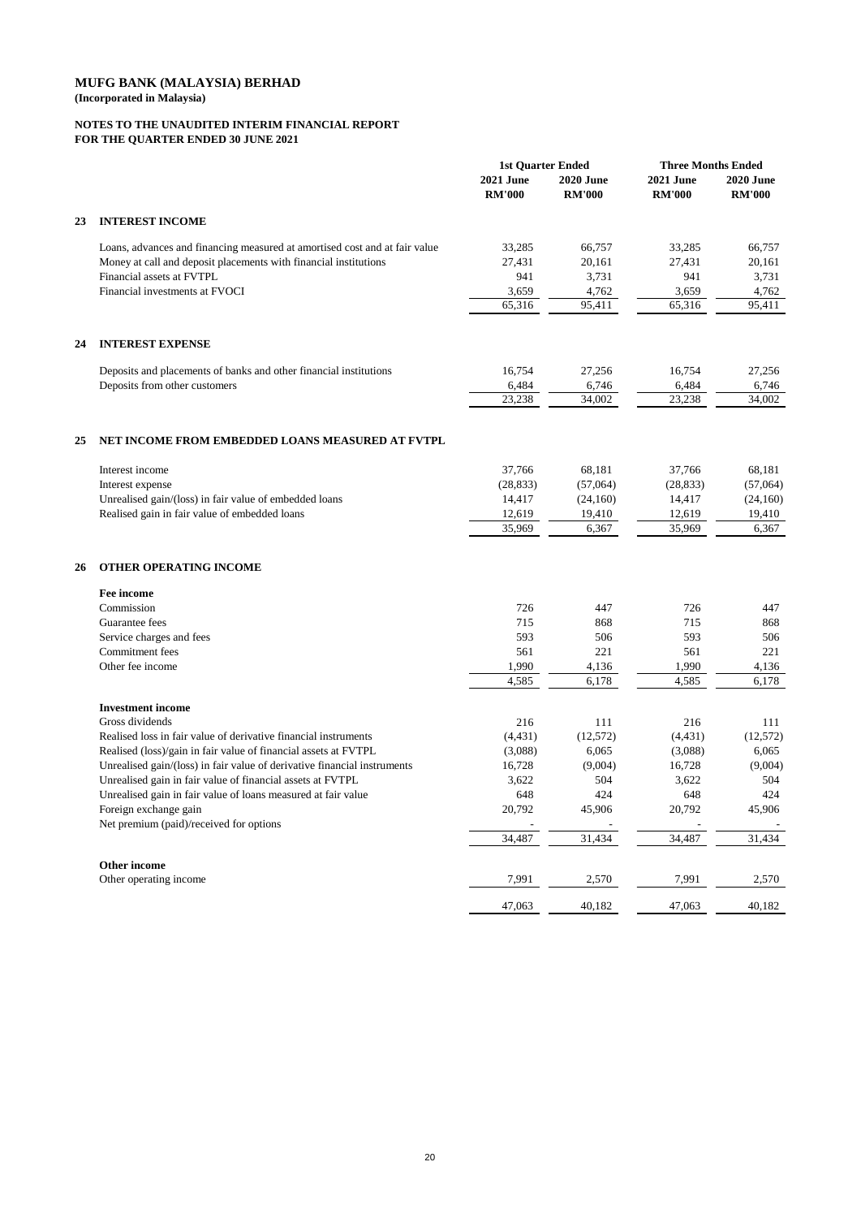**MUFG BANK (MALAYSIA) BERHAD**
**(Incorporated in Malaysia)**

**NOTES TO THE UNAUDITED INTERIM FINANCIAL REPORT**
**FOR THE QUARTER ENDED 30 JUNE 2021**

| | 1st Quarter Ended | | Three Months Ended | |
|---|---|---|---|---|
| | **2021 June RM'000** | **2020 June RM'000** | **2021 June RM'000** | **2020 June RM'000** |
| **23 INTEREST INCOME** | | | | |
| Loans, advances and financing measured at amortised cost and at fair value | 33,285 | 66,757 | 33,285 | 66,757 |
| Money at call and deposit placements with financial institutions | 27,431 | 20,161 | 27,431 | 20,161 |
| Financial assets at FVTPL | 941 | 3,731 | 941 | 3,731 |
| Financial investments at FVOCI | 3,659 | 4,762 | 3,659 | 4,762 |
| | 65,316 | 95,411 | 65,316 | 95,411 |
| **24 INTEREST EXPENSE** | | | | |
| Deposits and placements of banks and other financial institutions | 16,754 | 27,256 | 16,754 | 27,256 |
| Deposits from other customers | 6,484 | 6,746 | 6,484 | 6,746 |
| | 23,238 | 34,002 | 23,238 | 34,002 |
| **25 NET INCOME FROM EMBEDDED LOANS MEASURED AT FVTPL** | | | | |
| Interest income | 37,766 | 68,181 | 37,766 | 68,181 |
| Interest expense | (28,833) | (57,064) | (28,833) | (57,064) |
| Unrealised gain/(loss) in fair value of embedded loans | 14,417 | (24,160) | 14,417 | (24,160) |
| Realised gain in fair value of embedded loans | 12,619 | 19,410 | 12,619 | 19,410 |
| | 35,969 | 6,367 | 35,969 | 6,367 |
| **26 OTHER OPERATING INCOME** | | | | |
| **Fee income** | | | | |
| Commission | 726 | 447 | 726 | 447 |
| Guarantee fees | 715 | 868 | 715 | 868 |
| Service charges and fees | 593 | 506 | 593 | 506 |
| Commitment fees | 561 | 221 | 561 | 221 |
| Other fee income | 1,990 | 4,136 | 1,990 | 4,136 |
| | 4,585 | 6,178 | 4,585 | 6,178 |
| **Investment income** | | | | |
| Gross dividends | 216 | 111 | 216 | 111 |
| Realised loss in fair value of derivative financial instruments | (4,431) | (12,572) | (4,431) | (12,572) |
| Realised (loss)/gain in fair value of financial assets at FVTPL | (3,088) | 6,065 | (3,088) | 6,065 |
| Unrealised gain/(loss) in fair value of derivative financial instruments | 16,728 | (9,004) | 16,728 | (9,004) |
| Unrealised gain in fair value of financial assets at FVTPL | 3,622 | 504 | 3,622 | 504 |
| Unrealised gain in fair value of loans measured at fair value | 648 | 424 | 648 | 424 |
| Foreign exchange gain | 20,792 | 45,906 | 20,792 | 45,906 |
| Net premium (paid)/received for options | - | - | - | - |
| | 34,487 | 31,434 | 34,487 | 31,434 |
| **Other income** | | | | |
| Other operating income | 7,991 | 2,570 | 7,991 | 2,570 |
| | 47,063 | 40,182 | 47,063 | 40,182 |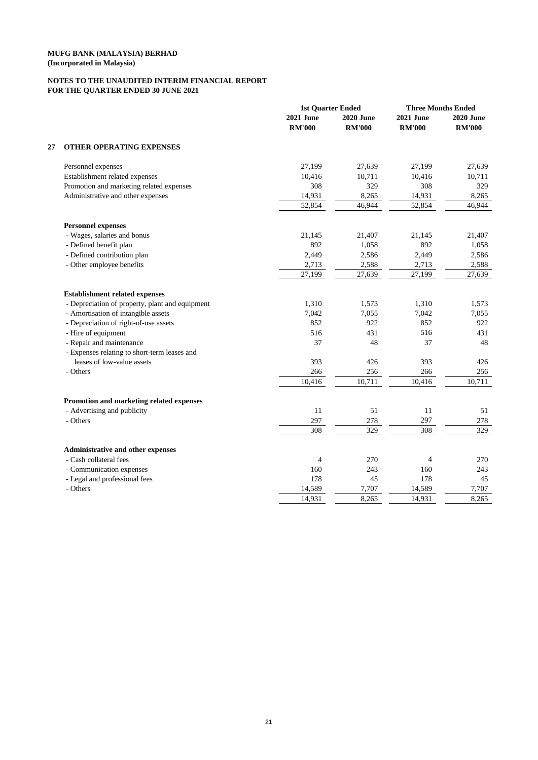**MUFG BANK (MALAYSIA) BERHAD**
**(Incorporated in Malaysia)**

**NOTES TO THE UNAUDITED INTERIM FINANCIAL REPORT**
**FOR THE QUARTER ENDED 30 JUNE 2021**

| | 1st Quarter Ended | | Three Months Ended | |
|---|---|---|---|---|
| | **2021 June RM'000** | **2020 June RM'000** | **2021 June RM'000** | **2020 June RM'000** |
| **27 OTHER OPERATING EXPENSES** | | | | |
| Personnel expenses | 27,199 | 27,639 | 27,199 | 27,639 |
| Establishment related expenses | 10,416 | 10,711 | 10,416 | 10,711 |
| Promotion and marketing related expenses | 308 | 329 | 308 | 329 |
| Administrative and other expenses | 14,931 | 8,265 | 14,931 | 8,265 |
| | 52,854 | 46,944 | 52,854 | 46,944 |
| **Personnel expenses** | | | | |
| - Wages, salaries and bonus | 21,145 | 21,407 | 21,145 | 21,407 |
| - Defined benefit plan | 892 | 1,058 | 892 | 1,058 |
| - Defined contribution plan | 2,449 | 2,586 | 2,449 | 2,586 |
| - Other employee benefits | 2,713 | 2,588 | 2,713 | 2,588 |
| | 27,199 | 27,639 | 27,199 | 27,639 |
| **Establishment related expenses** | | | | |
| - Depreciation of property, plant and equipment | 1,310 | 1,573 | 1,310 | 1,573 |
| - Amortisation of intangible assets | 7,042 | 7,055 | 7,042 | 7,055 |
| - Depreciation of right-of-use assets | 852 | 922 | 852 | 922 |
| - Hire of equipment | 516 | 431 | 516 | 431 |
| - Repair and maintenance | 37 | 48 | 37 | 48 |
| - Expenses relating to short-term leases and leases of low-value assets | 393 | 426 | 393 | 426 |
| - Others | 266 | 256 | 266 | 256 |
| | 10,416 | 10,711 | 10,416 | 10,711 |
| **Promotion and marketing related expenses** | | | | |
| - Advertising and publicity | 11 | 51 | 11 | 51 |
| - Others | 297 | 278 | 297 | 278 |
| | 308 | 329 | 308 | 329 |
| **Administrative and other expenses** | | | | |
| - Cash collateral fees | 4 | 270 | 4 | 270 |
| - Communication expenses | 160 | 243 | 160 | 243 |
| - Legal and professional fees | 178 | 45 | 178 | 45 |
| - Others | 14,589 | 7,707 | 14,589 | 7,707 |
| | 14,931 | 8,265 | 14,931 | 8,265 |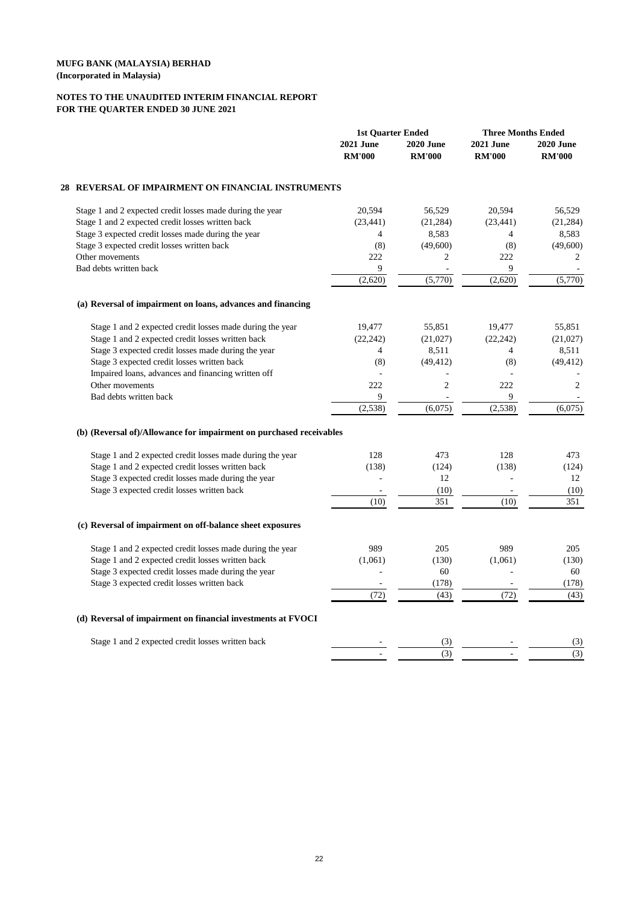**MUFG BANK (MALAYSIA) BERHAD**
**(Incorporated in Malaysia)**

**NOTES TO THE UNAUDITED INTERIM FINANCIAL REPORT**
**FOR THE QUARTER ENDED 30 JUNE 2021**

| | 1st Quarter Ended | | Three Months Ended | |
|---|---|---|---|---|
| | 2021 June RM'000 | 2020 June RM'000 | 2021 June RM'000 | 2020 June RM'000 |
| **28 REVERSAL OF IMPAIRMENT ON FINANCIAL INSTRUMENTS** | | | | |
| Stage 1 and 2 expected credit losses made during the year | 20,594 | 56,529 | 20,594 | 56,529 |
| Stage 1 and 2 expected credit losses written back | (23,441) | (21,284) | (23,441) | (21,284) |
| Stage 3 expected credit losses made during the year | 4 | 8,583 | 4 | 8,583 |
| Stage 3 expected credit losses written back | (8) | (49,600) | (8) | (49,600) |
| Other movements | 222 | 2 | 222 | 2 |
| Bad debts written back | 9 | - | 9 | - |
| | (2,620) | (5,770) | (2,620) | (5,770) |
| **(a) Reversal of impairment on loans, advances and financing** | | | | |
| Stage 1 and 2 expected credit losses made during the year | 19,477 | 55,851 | 19,477 | 55,851 |
| Stage 1 and 2 expected credit losses written back | (22,242) | (21,027) | (22,242) | (21,027) |
| Stage 3 expected credit losses made during the year | 4 | 8,511 | 4 | 8,511 |
| Stage 3 expected credit losses written back | (8) | (49,412) | (8) | (49,412) |
| Impaired loans, advances and financing written off | - | - | - | - |
| Other movements | 222 | 2 | 222 | 2 |
| Bad debts written back | 9 | - | 9 | - |
| | (2,538) | (6,075) | (2,538) | (6,075) |
| **(b) (Reversal of)/Allowance for impairment on purchased receivables** | | | | |
| Stage 1 and 2 expected credit losses made during the year | 128 | 473 | 128 | 473 |
| Stage 1 and 2 expected credit losses written back | (138) | (124) | (138) | (124) |
| Stage 3 expected credit losses made during the year | - | 12 | - | 12 |
| Stage 3 expected credit losses written back | - | (10) | - | (10) |
| | (10) | 351 | (10) | 351 |
| **(c) Reversal of impairment on off-balance sheet exposures** | | | | |
| Stage 1 and 2 expected credit losses made during the year | 989 | 205 | 989 | 205 |
| Stage 1 and 2 expected credit losses written back | (1,061) | (130) | (1,061) | (130) |
| Stage 3 expected credit losses made during the year | - | 60 | - | 60 |
| Stage 3 expected credit losses written back | - | (178) | - | (178) |
| | (72) | (43) | (72) | (43) |
| **(d) Reversal of impairment on financial investments at FVOCI** | | | | |
| Stage 1 and 2 expected credit losses written back | - | (3) | - | (3) |
| | - | (3) | - | (3) |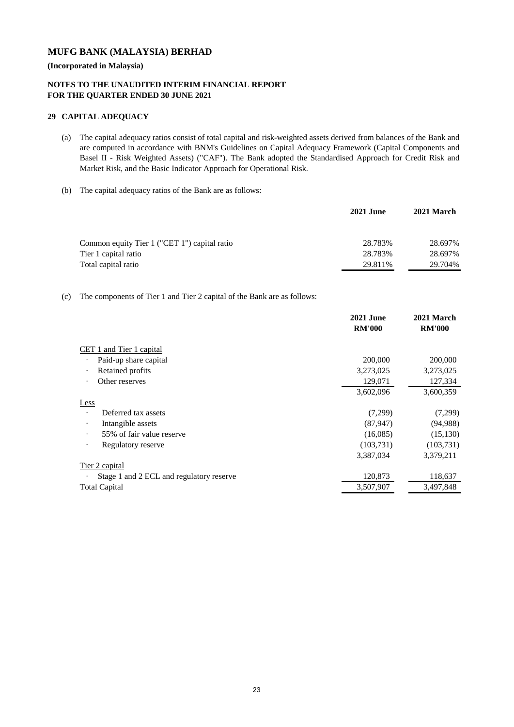# MUFG BANK (MALAYSIA) BERHAD

**(Incorporated in Malaysia)**

**NOTES TO THE UNAUDITED INTERIM FINANCIAL REPORT**
**FOR THE QUARTER ENDED 30 JUNE 2021**

## 29 CAPITAL ADEQUACY

(a) The capital adequacy ratios consist of total capital and risk-weighted assets derived from balances of the Bank and are computed in accordance with BNM's Guidelines on Capital Adequacy Framework (Capital Components and Basel II - Risk Weighted Assets) ("CAF"). The Bank adopted the Standardised Approach for Credit Risk and Market Risk, and the Basic Indicator Approach for Operational Risk.

(b) The capital adequacy ratios of the Bank are as follows:

| | 2021 June | 2021 March |
|---|---|---|
| Common equity Tier 1 ("CET 1") capital ratio | 28.783% | 28.697% |
| Tier 1 capital ratio | 28.783% | 28.697% |
| Total capital ratio | 29.811% | 29.704% |

(c) The components of Tier 1 and Tier 2 capital of the Bank are as follows:

| | 2021 June RM'000 | 2021 March RM'000 |
|---|---|---|
| CET 1 and Tier 1 capital | | |
| · Paid-up share capital | 200,000 | 200,000 |
| · Retained profits | 3,273,025 | 3,273,025 |
| · Other reserves | 129,071 | 127,334 |
| | 3,602,096 | 3,600,359 |
| Less | | |
| · Deferred tax assets | (7,299) | (7,299) |
| · Intangible assets | (87,947) | (94,988) |
| · 55% of fair value reserve | (16,085) | (15,130) |
| · Regulatory reserve | (103,731) | (103,731) |
| | 3,387,034 | 3,379,211 |
| Tier 2 capital | | |
| · Stage 1 and 2 ECL and regulatory reserve | 120,873 | 118,637 |
| Total Capital | 3,507,907 | 3,497,848 |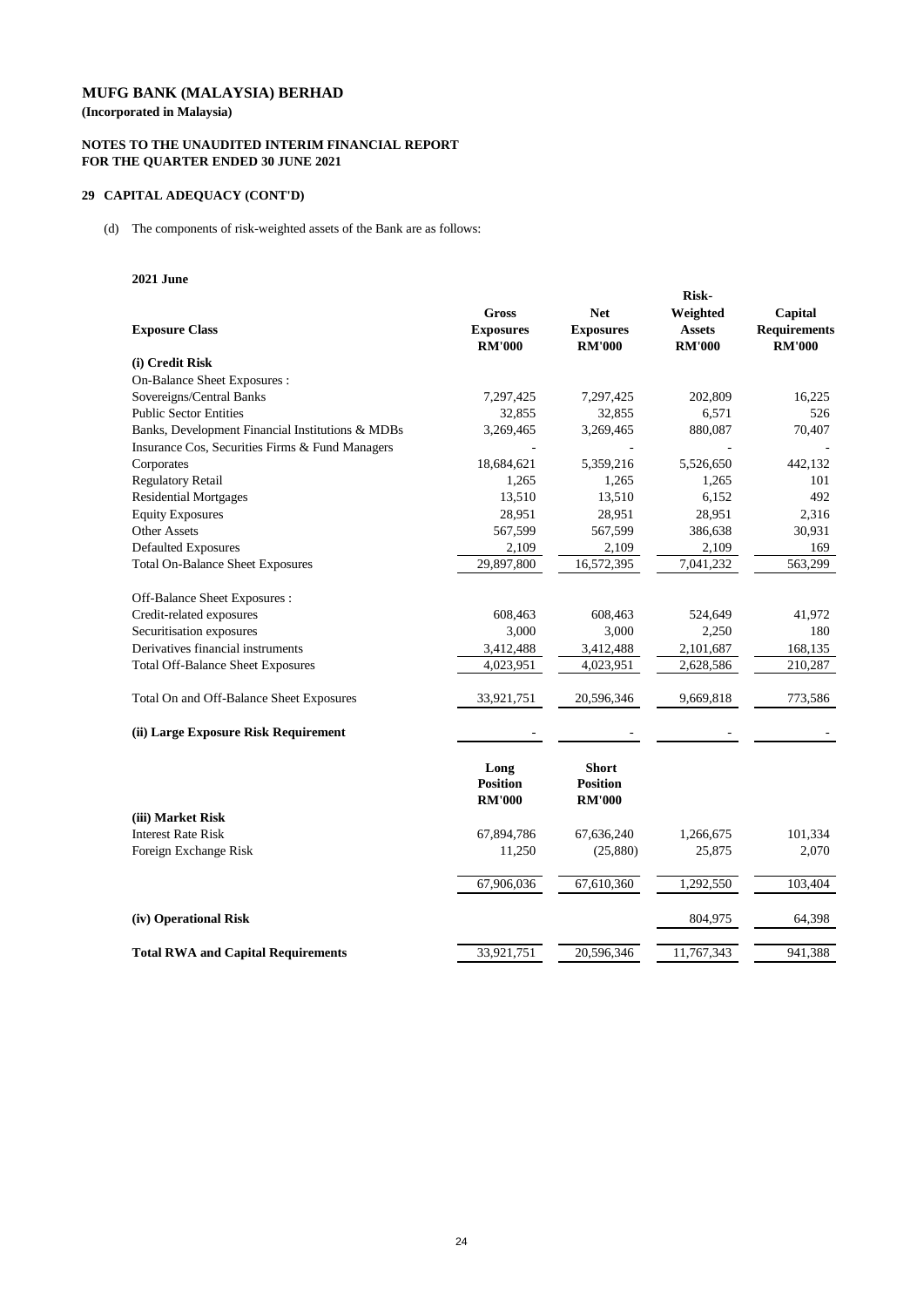# MUFG BANK (MALAYSIA) BERHAD

**(Incorporated in Malaysia)**

**NOTES TO THE UNAUDITED INTERIM FINANCIAL REPORT FOR THE QUARTER ENDED 30 JUNE 2021**

## 29 CAPITAL ADEQUACY (CONT'D)

(d) The components of risk-weighted assets of the Bank are as follows:

**2021 June**

| Exposure Class | Gross Exposures RM'000 | Net Exposures RM'000 | Risk-Weighted Assets RM'000 | Capital Requirements RM'000 |
|---|---|---|---|---|
| **(i) Credit Risk** | | | | |
| On-Balance Sheet Exposures : | | | | |
| Sovereigns/Central Banks | 7,297,425 | 7,297,425 | 202,809 | 16,225 |
| Public Sector Entities | 32,855 | 32,855 | 6,571 | 526 |
| Banks, Development Financial Institutions & MDBs | 3,269,465 | 3,269,465 | 880,087 | 70,407 |
| Insurance Cos, Securities Firms & Fund Managers | - | - | - | - |
| Corporates | 18,684,621 | 5,359,216 | 5,526,650 | 442,132 |
| Regulatory Retail | 1,265 | 1,265 | 1,265 | 101 |
| Residential Mortgages | 13,510 | 13,510 | 6,152 | 492 |
| Equity Exposures | 28,951 | 28,951 | 28,951 | 2,316 |
| Other Assets | 567,599 | 567,599 | 386,638 | 30,931 |
| Defaulted Exposures | 2,109 | 2,109 | 2,109 | 169 |
| Total On-Balance Sheet Exposures | 29,897,800 | 16,572,395 | 7,041,232 | 563,299 |
| | | | | |
| Off-Balance Sheet Exposures : | | | | |
| Credit-related exposures | 608,463 | 608,463 | 524,649 | 41,972 |
| Securitisation exposures | 3,000 | 3,000 | 2,250 | 180 |
| Derivatives financial instruments | 3,412,488 | 3,412,488 | 2,101,687 | 168,135 |
| Total Off-Balance Sheet Exposures | 4,023,951 | 4,023,951 | 2,628,586 | 210,287 |
| | | | | |
| Total On and Off-Balance Sheet Exposures | 33,921,751 | 20,596,346 | 9,669,818 | 773,586 |
| | | | | |
| **(ii) Large Exposure Risk Requirement** | - | - | - | - |
| | **Long Position RM'000** | **Short Position RM'000** | | |
| **(iii) Market Risk** | | | | |
| Interest Rate Risk | 67,894,786 | 67,636,240 | 1,266,675 | 101,334 |
| Foreign Exchange Risk | 11,250 | (25,880) | 25,875 | 2,070 |
| | 67,906,036 | 67,610,360 | 1,292,550 | 103,404 |
| | | | | |
| **(iv) Operational Risk** | | | 804,975 | 64,398 |
| | | | | |
| **Total RWA and Capital Requirements** | 33,921,751 | 20,596,346 | 11,767,343 | 941,388 |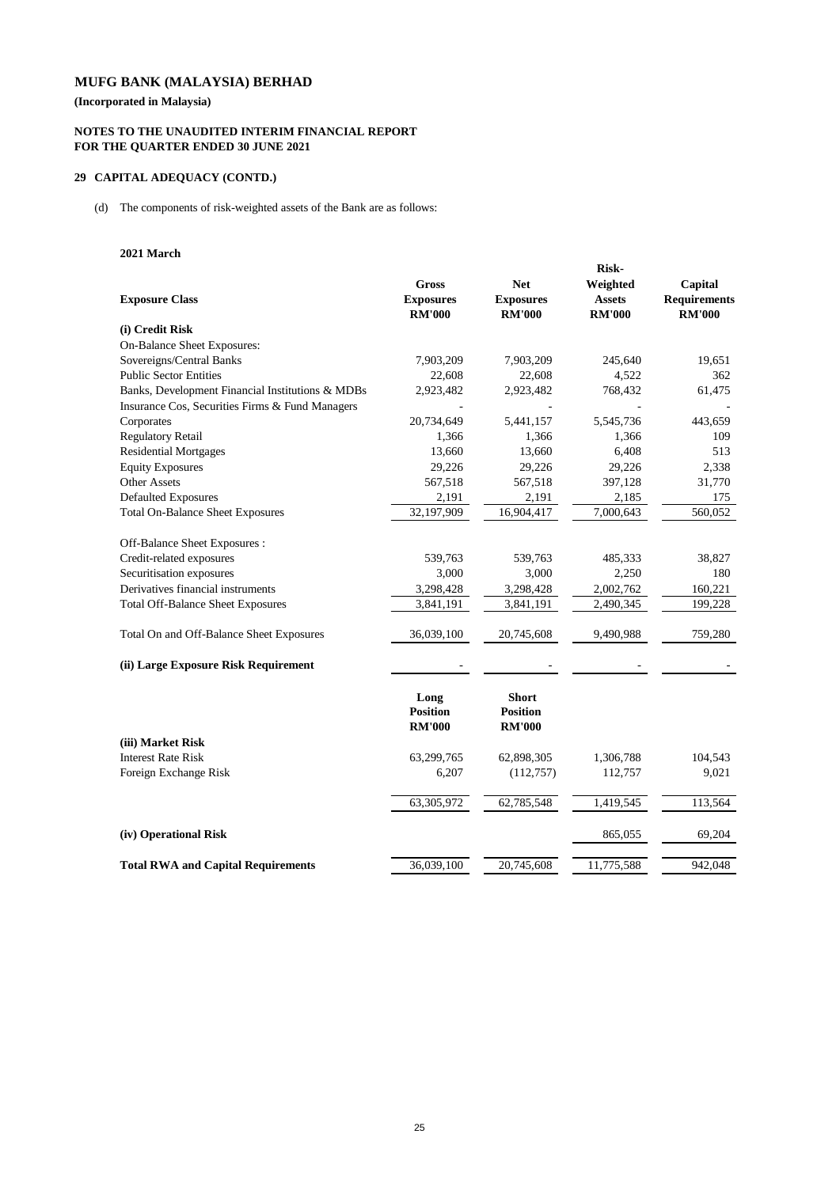# MUFG BANK (MALAYSIA) BERHAD

**(Incorporated in Malaysia)**

**NOTES TO THE UNAUDITED INTERIM FINANCIAL REPORT FOR THE QUARTER ENDED 30 JUNE 2021**

## 29 CAPITAL ADEQUACY (CONTD.)

(d) The components of risk-weighted assets of the Bank are as follows:

**2021 March**

| Exposure Class | Gross Exposures RM'000 | Net Exposures RM'000 | Risk-Weighted Assets RM'000 | Capital Requirements RM'000 |
|---|---|---|---|---|
| **(i) Credit Risk** | | | | |
| On-Balance Sheet Exposures: | | | | |
| Sovereigns/Central Banks | 7,903,209 | 7,903,209 | 245,640 | 19,651 |
| Public Sector Entities | 22,608 | 22,608 | 4,522 | 362 |
| Banks, Development Financial Institutions & MDBs | 2,923,482 | 2,923,482 | 768,432 | 61,475 |
| Insurance Cos, Securities Firms & Fund Managers | - | - | - | - |
| Corporates | 20,734,649 | 5,441,157 | 5,545,736 | 443,659 |
| Regulatory Retail | 1,366 | 1,366 | 1,366 | 109 |
| Residential Mortgages | 13,660 | 13,660 | 6,408 | 513 |
| Equity Exposures | 29,226 | 29,226 | 29,226 | 2,338 |
| Other Assets | 567,518 | 567,518 | 397,128 | 31,770 |
| Defaulted Exposures | 2,191 | 2,191 | 2,185 | 175 |
| Total On-Balance Sheet Exposures | 32,197,909 | 16,904,417 | 7,000,643 | 560,052 |
| Off-Balance Sheet Exposures : | | | | |
| Credit-related exposures | 539,763 | 539,763 | 485,333 | 38,827 |
| Securitisation exposures | 3,000 | 3,000 | 2,250 | 180 |
| Derivatives financial instruments | 3,298,428 | 3,298,428 | 2,002,762 | 160,221 |
| Total Off-Balance Sheet Exposures | 3,841,191 | 3,841,191 | 2,490,345 | 199,228 |
| Total On and Off-Balance Sheet Exposures | 36,039,100 | 20,745,608 | 9,490,988 | 759,280 |
| **(ii) Large Exposure Risk Requirement** | - | - | - | - |
| | **Long Position RM'000** | **Short Position RM'000** | | |
| **(iii) Market Risk** | | | | |
| Interest Rate Risk | 63,299,765 | 62,898,305 | 1,306,788 | 104,543 |
| Foreign Exchange Risk | 6,207 | (112,757) | 112,757 | 9,021 |
| | 63,305,972 | 62,785,548 | 1,419,545 | 113,564 |
| **(iv) Operational Risk** | | | 865,055 | 69,204 |
| **Total RWA and Capital Requirements** | 36,039,100 | 20,745,608 | 11,775,588 | 942,048 |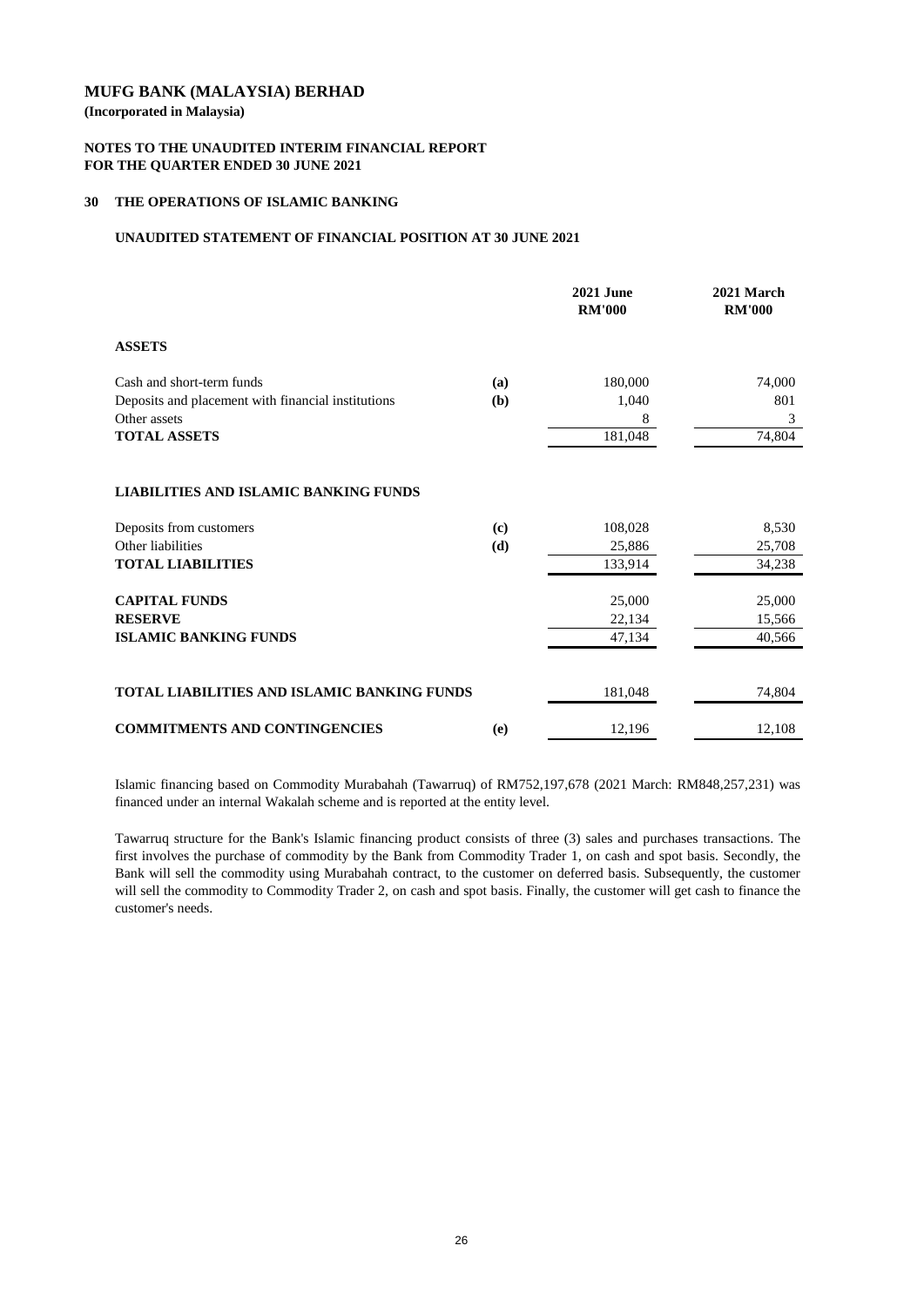**MUFG BANK (MALAYSIA) BERHAD**
**(Incorporated in Malaysia)**

**NOTES TO THE UNAUDITED INTERIM FINANCIAL REPORT**
**FOR THE QUARTER ENDED 30 JUNE 2021**

## 30 THE OPERATIONS OF ISLAMIC BANKING

### UNAUDITED STATEMENT OF FINANCIAL POSITION AT 30 JUNE 2021

| | | 2021 June RM'000 | 2021 March RM'000 |
|---|---|---|---|
| **ASSETS** | | | |
| Cash and short-term funds | **(a)** | 180,000 | 74,000 |
| Deposits and placement with financial institutions | **(b)** | 1,040 | 801 |
| Other assets | | 8 | 3 |
| **TOTAL ASSETS** | | 181,048 | 74,804 |
| **LIABILITIES AND ISLAMIC BANKING FUNDS** | | | |
| Deposits from customers | **(c)** | 108,028 | 8,530 |
| Other liabilities | **(d)** | 25,886 | 25,708 |
| **TOTAL LIABILITIES** | | 133,914 | 34,238 |
| **CAPITAL FUNDS** | | 25,000 | 25,000 |
| **RESERVE** | | 22,134 | 15,566 |
| **ISLAMIC BANKING FUNDS** | | 47,134 | 40,566 |
| **TOTAL LIABILITIES AND ISLAMIC BANKING FUNDS** | | 181,048 | 74,804 |
| **COMMITMENTS AND CONTINGENCIES** | **(e)** | 12,196 | 12,108 |

Islamic financing based on Commodity Murabahah (Tawarruq) of RM752,197,678 (2021 March: RM848,257,231) was financed under an internal Wakalah scheme and is reported at the entity level.

Tawarruq structure for the Bank's Islamic financing product consists of three (3) sales and purchases transactions. The first involves the purchase of commodity by the Bank from Commodity Trader 1, on cash and spot basis. Secondly, the Bank will sell the commodity using Murabahah contract, to the customer on deferred basis. Subsequently, the customer will sell the commodity to Commodity Trader 2, on cash and spot basis. Finally, the customer will get cash to finance the customer's needs.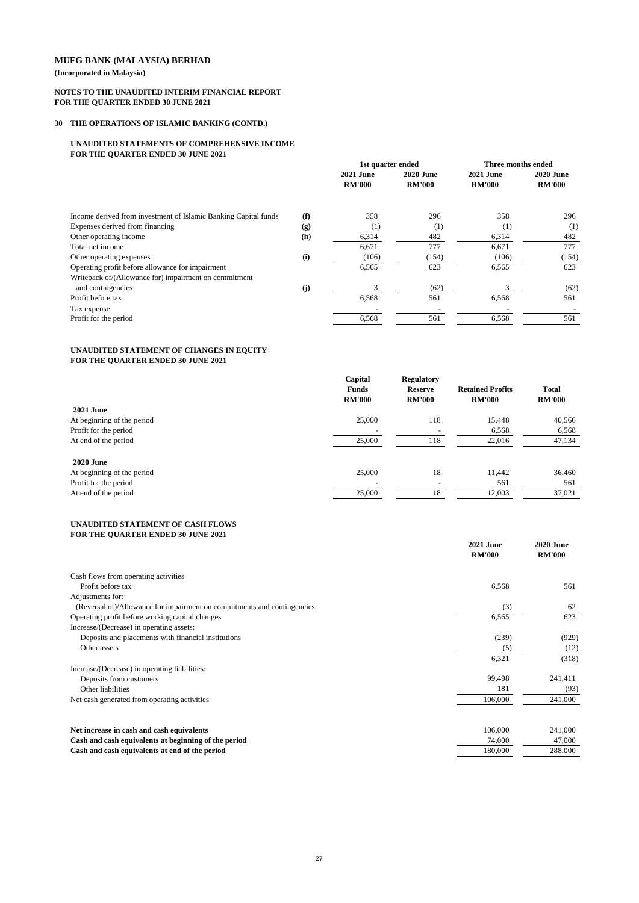**MUFG BANK (MALAYSIA) BERHAD**

**(Incorporated in Malaysia)**

**NOTES TO THE UNAUDITED INTERIM FINANCIAL REPORT**
**FOR THE QUARTER ENDED 30 JUNE 2021**

**30 THE OPERATIONS OF ISLAMIC BANKING (CONTD.)**

**UNAUDITED STATEMENTS OF COMPREHENSIVE INCOME**
**FOR THE QUARTER ENDED 30 JUNE 2021**

| | | 1st quarter ended | | Three months ended | |
|---|---|---|---|---|---|
| | | **2021 June RM'000** | **2020 June RM'000** | **2021 June RM'000** | **2020 June RM'000** |
| Income derived from investment of Islamic Banking Capital funds | (f) | 358 | 296 | 358 | 296 |
| Expenses derived from financing | (g) | (1) | (1) | (1) | (1) |
| Other operating income | (h) | 6,314 | 482 | 6,314 | 482 |
| Total net income | | 6,671 | 777 | 6,671 | 777 |
| Other operating expenses | (i) | (106) | (154) | (106) | (154) |
| Operating profit before allowance for impairment | | 6,565 | 623 | 6,565 | 623 |
| Writeback of/(Allowance for) impairment on commitment and contingencies | (j) | 3 | (62) | 3 | (62) |
| Profit before tax | | 6,568 | 561 | 6,568 | 561 |
| Tax expense | | - | - | - | - |
| Profit for the period | | 6,568 | 561 | 6,568 | 561 |

**UNAUDITED STATEMENT OF CHANGES IN EQUITY**
**FOR THE QUARTER ENDED 30 JUNE 2021**

| | **Capital Funds RM'000** | **Regulatory Reserve RM'000** | **Retained Profits RM'000** | **Total RM'000** |
|---|---|---|---|---|
| **2021 June** | | | | |
| At beginning of the period | 25,000 | 118 | 15,448 | 40,566 |
| Profit for the period | - | - | 6,568 | 6,568 |
| At end of the period | 25,000 | 118 | 22,016 | 47,134 |
| **2020 June** | | | | |
| At beginning of the period | 25,000 | 18 | 11,442 | 36,460 |
| Profit for the period | - | - | 561 | 561 |
| At end of the period | 25,000 | 18 | 12,003 | 37,021 |

**UNAUDITED STATEMENT OF CASH FLOWS**
**FOR THE QUARTER ENDED 30 JUNE 2021**

| | **2021 June RM'000** | **2020 June RM'000** |
|---|---|---|
| Cash flows from operating activities | | |
| Profit before tax | 6,568 | 561 |
| Adjustments for: | | |
| (Reversal of)/Allowance for impairment on commitments and contingencies | (3) | 62 |
| Operating profit before working capital changes | 6,565 | 623 |
| Increase/(Decrease) in operating assets: | | |
| Deposits and placements with financial institutions | (239) | (929) |
| Other assets | (5) | (12) |
| | 6,321 | (318) |
| Increase/(Decrease) in operating liabilities: | | |
| Deposits from customers | 99,498 | 241,411 |
| Other liabilities | 181 | (93) |
| Net cash generated from operating activities | 106,000 | 241,000 |
| **Net increase in cash and cash equivalents** | 106,000 | 241,000 |
| **Cash and cash equivalents at beginning of the period** | 74,000 | 47,000 |
| **Cash and cash equivalents at end of the period** | 180,000 | 288,000 |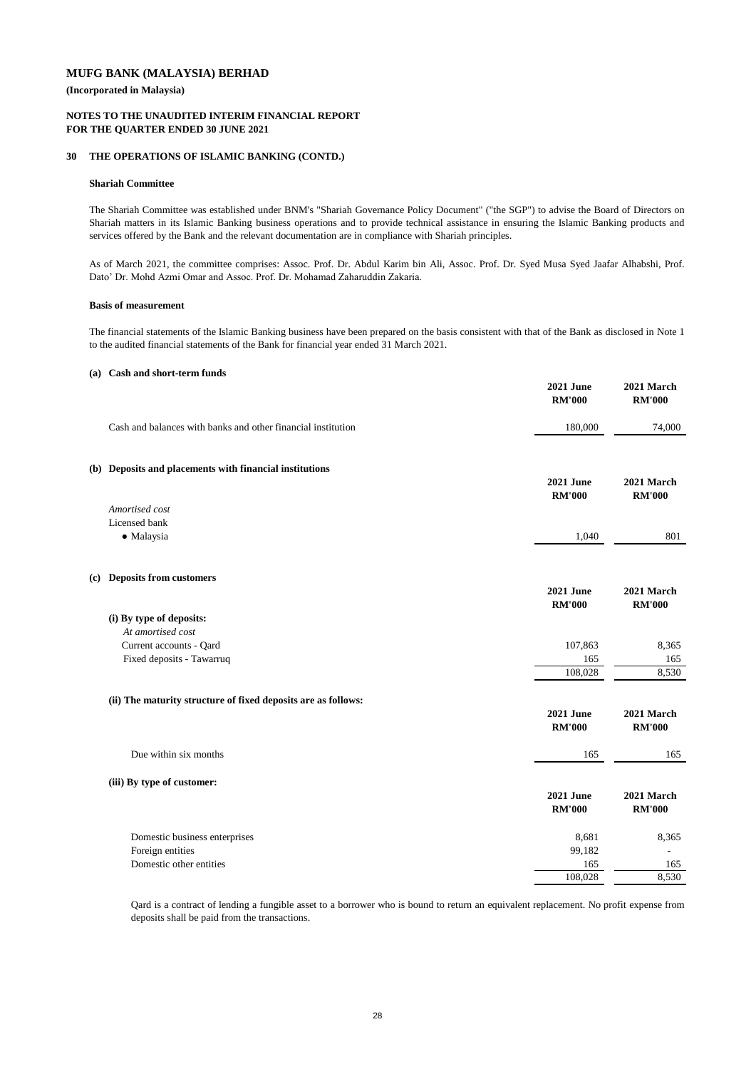# MUFG BANK (MALAYSIA) BERHAD

**(Incorporated in Malaysia)**

**NOTES TO THE UNAUDITED INTERIM FINANCIAL REPORT**
**FOR THE QUARTER ENDED 30 JUNE 2021**

## 30 THE OPERATIONS OF ISLAMIC BANKING (CONTD.)

### Shariah Committee

The Shariah Committee was established under BNM's "Shariah Governance Policy Document" ("the SGP") to advise the Board of Directors on Shariah matters in its Islamic Banking business operations and to provide technical assistance in ensuring the Islamic Banking products and services offered by the Bank and the relevant documentation are in compliance with Shariah principles.

As of March 2021, the committee comprises: Assoc. Prof. Dr. Abdul Karim bin Ali, Assoc. Prof. Dr. Syed Musa Syed Jaafar Alhabshi, Prof. Dato' Dr. Mohd Azmi Omar and Assoc. Prof. Dr. Mohamad Zaharuddin Zakaria.

### Basis of measurement

The financial statements of the Islamic Banking business have been prepared on the basis consistent with that of the Bank as disclosed in Note 1 to the audited financial statements of the Bank for financial year ended 31 March 2021.

### (a) Cash and short-term funds

| | 2021 June RM'000 | 2021 March RM'000 |
|---|---|---|
| Cash and balances with banks and other financial institution | 180,000 | 74,000 |

### (b) Deposits and placements with financial institutions

| | 2021 June RM'000 | 2021 March RM'000 |
|---|---|---|
| *Amortised cost* | | |
| Licensed bank | | |
| • Malaysia | 1,040 | 801 |

### (c) Deposits from customers

| | 2021 June RM'000 | 2021 March RM'000 |
|---|---|---|
| **(i) By type of deposits:** | | |
| *At amortised cost* | | |
| Current accounts - Qard | 107,863 | 8,365 |
| Fixed deposits - Tawarruq | 165 | 165 |
| | 108,028 | 8,530 |

**(ii) The maturity structure of fixed deposits are as follows:**

| | 2021 June RM'000 | 2021 March RM'000 |
|---|---|---|
| Due within six months | 165 | 165 |

**(iii) By type of customer:**

| | 2021 June RM'000 | 2021 March RM'000 |
|---|---|---|
| Domestic business enterprises | 8,681 | 8,365 |
| Foreign entities | 99,182 | - |
| Domestic other entities | 165 | 165 |
| | 108,028 | 8,530 |

Qard is a contract of lending a fungible asset to a borrower who is bound to return an equivalent replacement. No profit expense from deposits shall be paid from the transactions.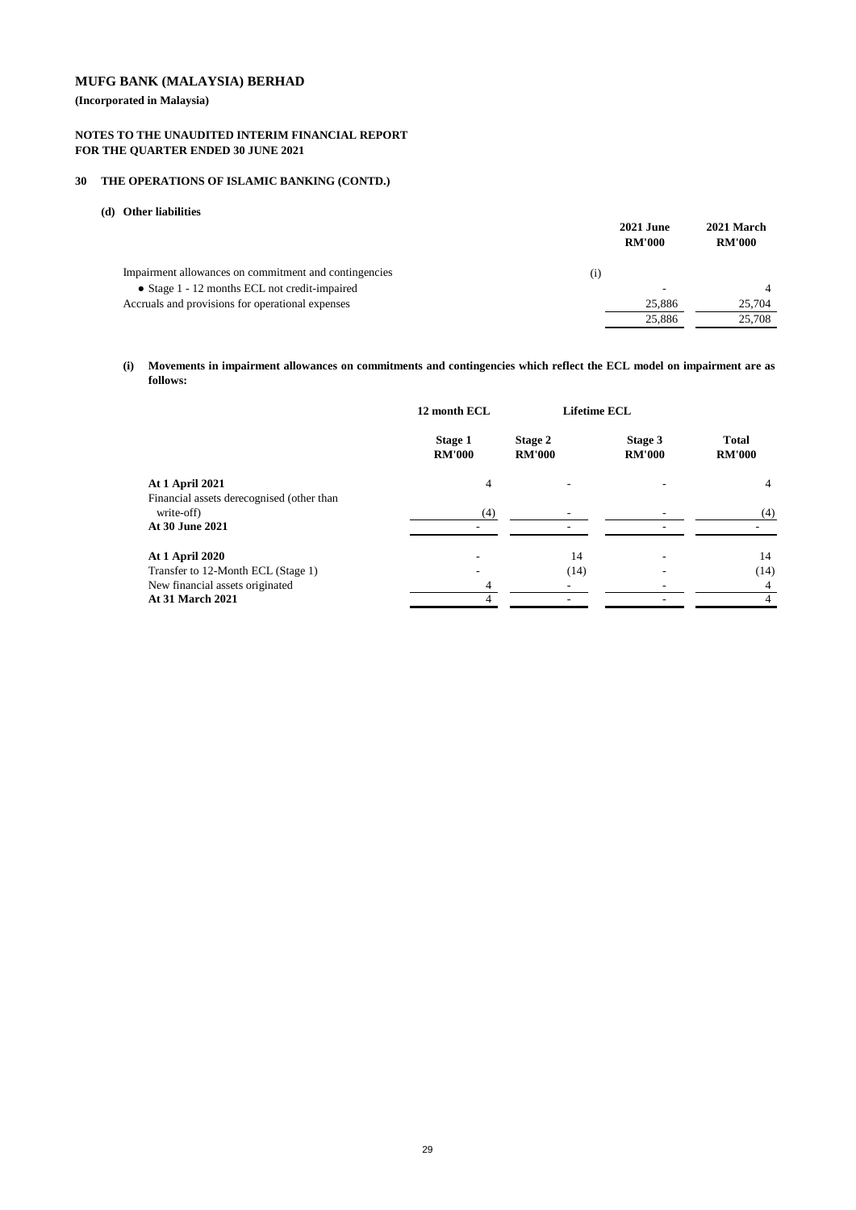# MUFG BANK (MALAYSIA) BERHAD

**(Incorporated in Malaysia)**

**NOTES TO THE UNAUDITED INTERIM FINANCIAL REPORT**
**FOR THE QUARTER ENDED 30 JUNE 2021**

## 30 THE OPERATIONS OF ISLAMIC BANKING (CONTD.)

### (d) Other liabilities

| | | 2021 June RM'000 | 2021 March RM'000 |
|---|---|---|---|
| Impairment allowances on commitment and contingencies | (i) | | |
| • Stage 1 - 12 months ECL not credit-impaired | | - | 4 |
| Accruals and provisions for operational expenses | | 25,886 | 25,704 |
| | | 25,886 | 25,708 |

**(i) Movements in impairment allowances on commitments and contingencies which reflect the ECL model on impairment are as follows:**

| | 12 month ECL | Lifetime ECL | | |
|---|---|---|---|---|
| | Stage 1 RM'000 | Stage 2 RM'000 | Stage 3 RM'000 | Total RM'000 |
| **At 1 April 2021** | 4 | - | - | 4 |
| Financial assets derecognised (other than write-off) | (4) | - | - | (4) |
| **At 30 June 2021** | - | - | - | - |
| | | | | |
| **At 1 April 2020** | - | 14 | - | 14 |
| Transfer to 12-Month ECL (Stage 1) | - | (14) | - | (14) |
| New financial assets originated | 4 | - | - | 4 |
| **At 31 March 2021** | 4 | - | - | 4 |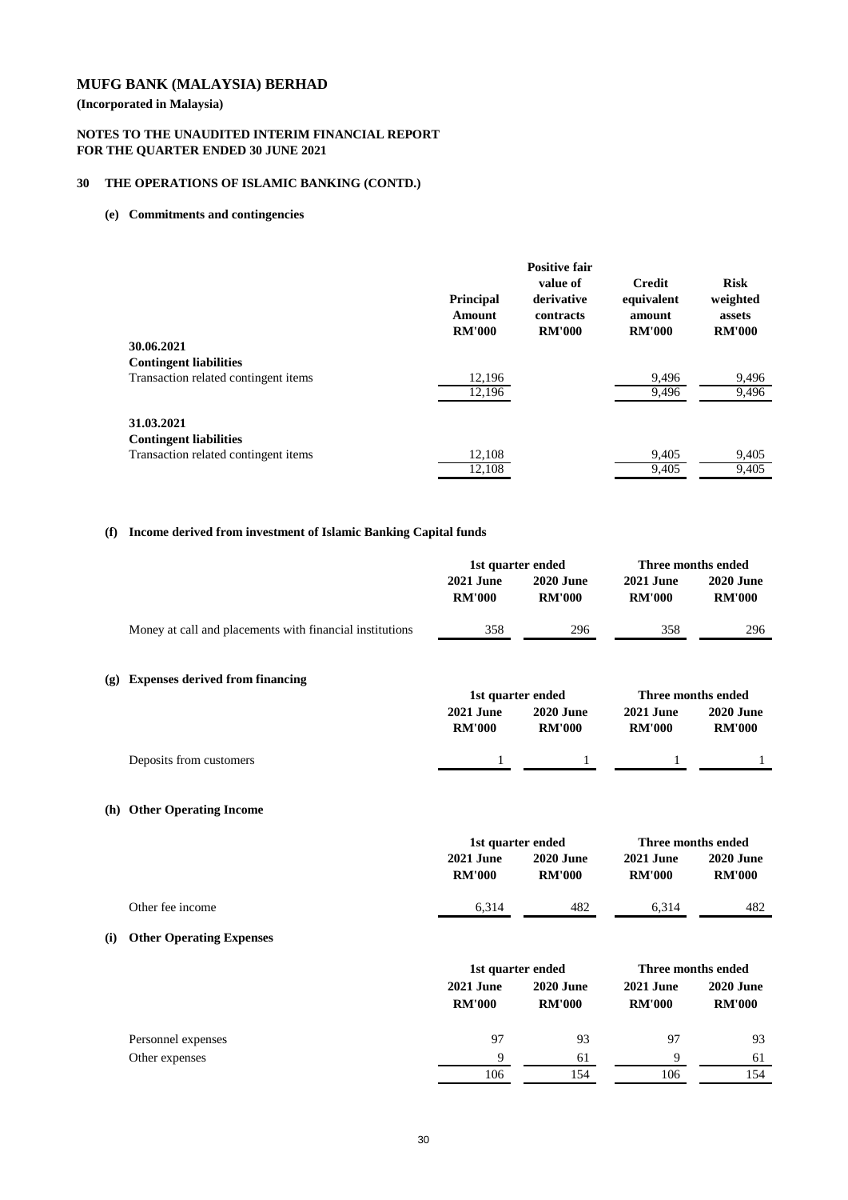# MUFG BANK (MALAYSIA) BERHAD

**(Incorporated in Malaysia)**

**NOTES TO THE UNAUDITED INTERIM FINANCIAL REPORT**
**FOR THE QUARTER ENDED 30 JUNE 2021**

## 30 THE OPERATIONS OF ISLAMIC BANKING (CONTD.)

### (e) Commitments and contingencies

| | Principal Amount RM'000 | Positive fair value of derivative contracts RM'000 | Credit equivalent amount RM'000 | Risk weighted assets RM'000 |
|---|---|---|---|---|
| **30.06.2021** | | | | |
| **Contingent liabilities** | | | | |
| Transaction related contingent items | 12,196 | | 9,496 | 9,496 |
| | 12,196 | | 9,496 | 9,496 |
| **31.03.2021** | | | | |
| **Contingent liabilities** | | | | |
| Transaction related contingent items | 12,108 | | 9,405 | 9,405 |
| | 12,108 | | 9,405 | 9,405 |

### (f) Income derived from investment of Islamic Banking Capital funds

| | 1st quarter ended | | Three months ended | |
|---|---|---|---|---|
| | 2021 June RM'000 | 2020 June RM'000 | 2021 June RM'000 | 2020 June RM'000 |
| Money at call and placements with financial institutions | 358 | 296 | 358 | 296 |

### (g) Expenses derived from financing

| | 1st quarter ended | | Three months ended | |
|---|---|---|---|---|
| | 2021 June RM'000 | 2020 June RM'000 | 2021 June RM'000 | 2020 June RM'000 |
| Deposits from customers | 1 | 1 | 1 | 1 |

### (h) Other Operating Income

| | 1st quarter ended | | Three months ended | |
|---|---|---|---|---|
| | 2021 June RM'000 | 2020 June RM'000 | 2021 June RM'000 | 2020 June RM'000 |
| Other fee income | 6,314 | 482 | 6,314 | 482 |

### (i) Other Operating Expenses

| | 1st quarter ended | | Three months ended | |
|---|---|---|---|---|
| | 2021 June RM'000 | 2020 June RM'000 | 2021 June RM'000 | 2020 June RM'000 |
| Personnel expenses | 97 | 93 | 97 | 93 |
| Other expenses | 9 | 61 | 9 | 61 |
| | 106 | 154 | 106 | 154 |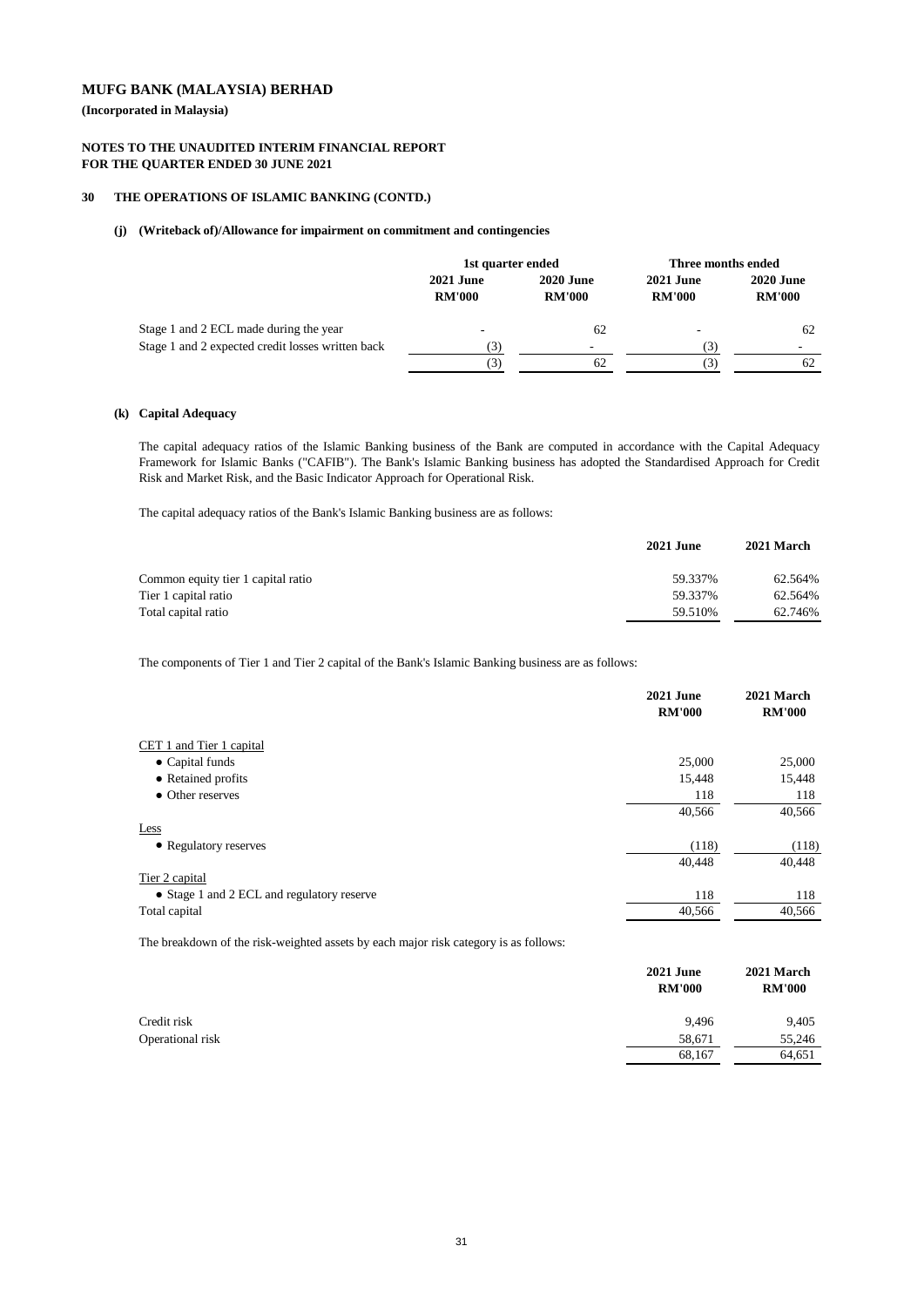# MUFG BANK (MALAYSIA) BERHAD

**(Incorporated in Malaysia)**

**NOTES TO THE UNAUDITED INTERIM FINANCIAL REPORT**
**FOR THE QUARTER ENDED 30 JUNE 2021**

## 30 THE OPERATIONS OF ISLAMIC BANKING (CONTD.)

### (j) (Writeback of)/Allowance for impairment on commitment and contingencies

| | 1st quarter ended | | Three months ended | |
|---|---|---|---|---|
| | **2021 June RM'000** | **2020 June RM'000** | **2021 June RM'000** | **2020 June RM'000** |
| Stage 1 and 2 ECL made during the year | - | 62 | - | 62 |
| Stage 1 and 2 expected credit losses written back | (3) | - | (3) | - |
| | (3) | 62 | (3) | 62 |

### (k) Capital Adequacy

The capital adequacy ratios of the Islamic Banking business of the Bank are computed in accordance with the Capital Adequacy Framework for Islamic Banks ("CAFIB"). The Bank's Islamic Banking business has adopted the Standardised Approach for Credit Risk and Market Risk, and the Basic Indicator Approach for Operational Risk.

The capital adequacy ratios of the Bank's Islamic Banking business are as follows:

| | **2021 June** | **2021 March** |
|---|---|---|
| Common equity tier 1 capital ratio | 59.337% | 62.564% |
| Tier 1 capital ratio | 59.337% | 62.564% |
| Total capital ratio | 59.510% | 62.746% |

The components of Tier 1 and Tier 2 capital of the Bank's Islamic Banking business are as follows:

| | **2021 June RM'000** | **2021 March RM'000** |
|---|---|---|
| CET 1 and Tier 1 capital | | |
| • Capital funds | 25,000 | 25,000 |
| • Retained profits | 15,448 | 15,448 |
| • Other reserves | 118 | 118 |
| | 40,566 | 40,566 |
| Less | | |
| • Regulatory reserves | (118) | (118) |
| | 40,448 | 40,448 |
| Tier 2 capital | | |
| • Stage 1 and 2 ECL and regulatory reserve | 118 | 118 |
| Total capital | 40,566 | 40,566 |

The breakdown of the risk-weighted assets by each major risk category is as follows:

| | **2021 June RM'000** | **2021 March RM'000** |
|---|---|---|
| Credit risk | 9,496 | 9,405 |
| Operational risk | 58,671 | 55,246 |
| | 68,167 | 64,651 |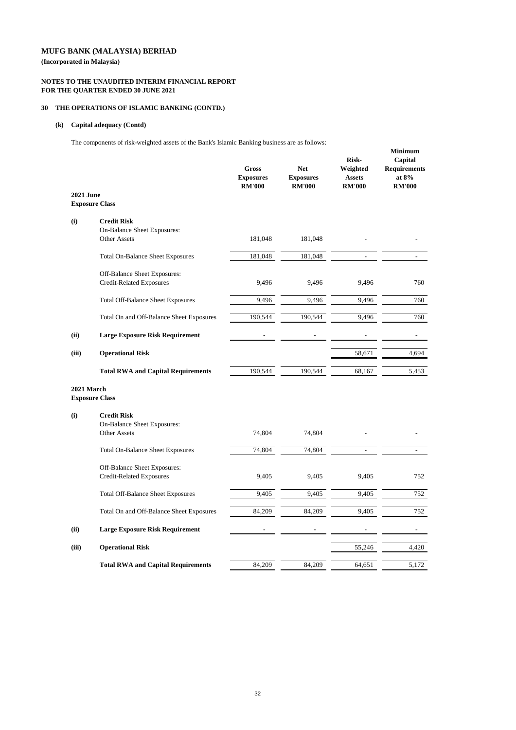# MUFG BANK (MALAYSIA) BERHAD

**(Incorporated in Malaysia)**

**NOTES TO THE UNAUDITED INTERIM FINANCIAL REPORT**
**FOR THE QUARTER ENDED 30 JUNE 2021**

## 30 THE OPERATIONS OF ISLAMIC BANKING (CONTD.)

### (k) Capital adequacy (Contd)

The components of risk-weighted assets of the Bank's Islamic Banking business are as follows:

| | | Gross Exposures RM'000 | Net Exposures RM'000 | Risk-Weighted Assets RM'000 | Minimum Capital Requirements at 8% RM'000 |
|---|---|---|---|---|---|
| **2021 June** | | | | | |
| **Exposure Class** | | | | | |
| **(i)** | **Credit Risk** | | | | |
| | On-Balance Sheet Exposures: | | | | |
| | Other Assets | 181,048 | 181,048 | - | - |
| | Total On-Balance Sheet Exposures | 181,048 | 181,048 | - | - |
| | Off-Balance Sheet Exposures: | | | | |
| | Credit-Related Exposures | 9,496 | 9,496 | 9,496 | 760 |
| | Total Off-Balance Sheet Exposures | 9,496 | 9,496 | 9,496 | 760 |
| | Total On and Off-Balance Sheet Exposures | 190,544 | 190,544 | 9,496 | 760 |
| **(ii)** | **Large Exposure Risk Requirement** | - | - | - | - |
| **(iii)** | **Operational Risk** | | | 58,671 | 4,694 |
| | **Total RWA and Capital Requirements** | 190,544 | 190,544 | 68,167 | 5,453 |
| **2021 March** | | | | | |
| **Exposure Class** | | | | | |
| **(i)** | **Credit Risk** | | | | |
| | On-Balance Sheet Exposures: | | | | |
| | Other Assets | 74,804 | 74,804 | - | - |
| | Total On-Balance Sheet Exposures | 74,804 | 74,804 | - | - |
| | Off-Balance Sheet Exposures: | | | | |
| | Credit-Related Exposures | 9,405 | 9,405 | 9,405 | 752 |
| | Total Off-Balance Sheet Exposures | 9,405 | 9,405 | 9,405 | 752 |
| | Total On and Off-Balance Sheet Exposures | 84,209 | 84,209 | 9,405 | 752 |
| **(ii)** | **Large Exposure Risk Requirement** | - | - | - | - |
| **(iii)** | **Operational Risk** | | | 55,246 | 4,420 |
| | **Total RWA and Capital Requirements** | 84,209 | 84,209 | 64,651 | 5,172 |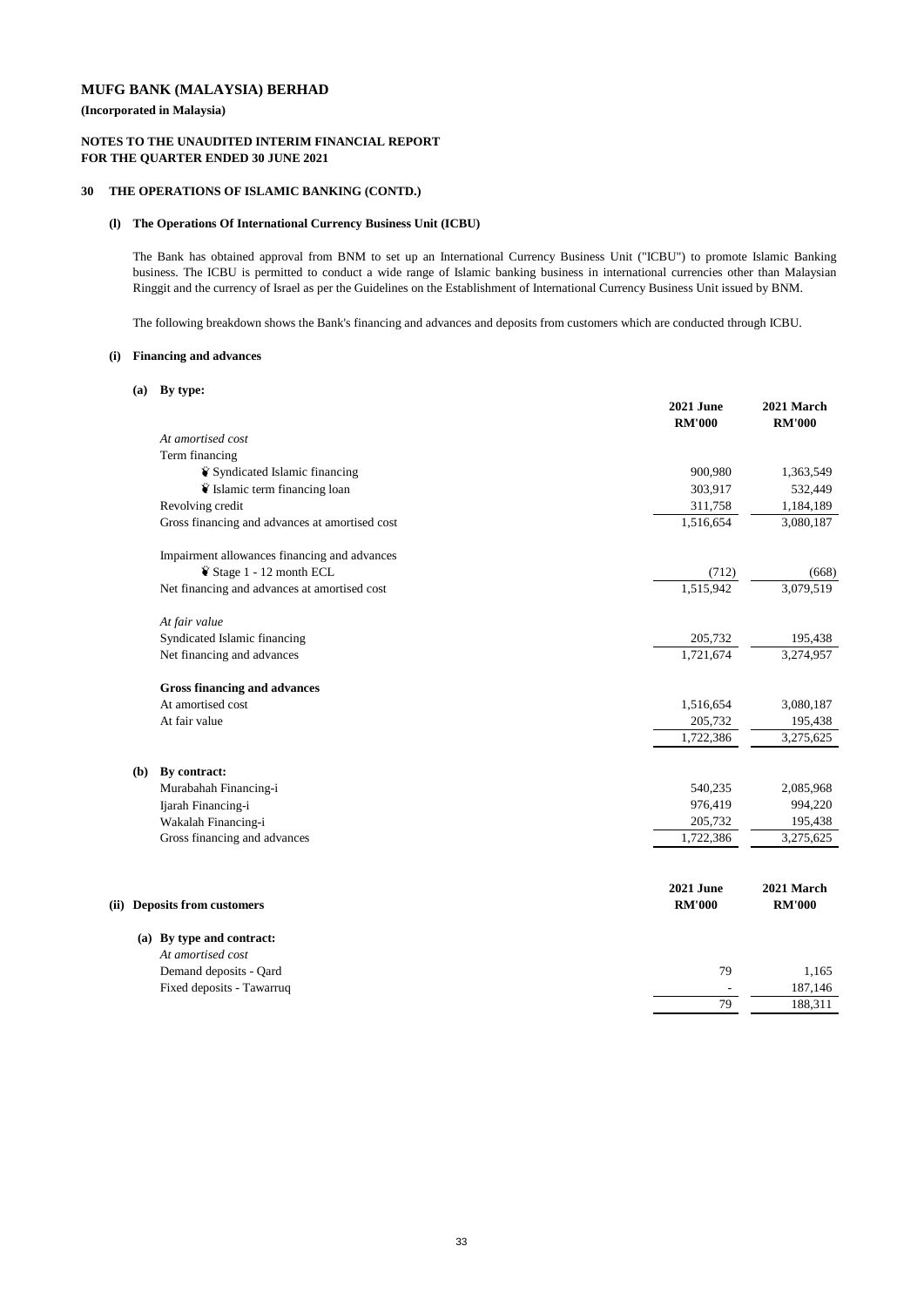# MUFG BANK (MALAYSIA) BERHAD

**(Incorporated in Malaysia)**

**NOTES TO THE UNAUDITED INTERIM FINANCIAL REPORT FOR THE QUARTER ENDED 30 JUNE 2021**

## 30 THE OPERATIONS OF ISLAMIC BANKING (CONTD.)

### (l) The Operations Of International Currency Business Unit (ICBU)

The Bank has obtained approval from BNM to set up an International Currency Business Unit ("ICBU") to promote Islamic Banking business. The ICBU is permitted to conduct a wide range of Islamic banking business in international currencies other than Malaysian Ringgit and the currency of Israel as per the Guidelines on the Establishment of International Currency Business Unit issued by BNM.

The following breakdown shows the Bank's financing and advances and deposits from customers which are conducted through ICBU.

#### (i) Financing and advances

**(a) By type:**

| | 2021 June RM'000 | 2021 March RM'000 |
|---|---|---|
| *At amortised cost* | | |
| Term financing | | |
| ❦ Syndicated Islamic financing | 900,980 | 1,363,549 |
| ❦ Islamic term financing loan | 303,917 | 532,449 |
| Revolving credit | 311,758 | 1,184,189 |
| Gross financing and advances at amortised cost | 1,516,654 | 3,080,187 |
| | | |
| Impairment allowances financing and advances | | |
| ❦ Stage 1 - 12 month ECL | (712) | (668) |
| Net financing and advances at amortised cost | 1,515,942 | 3,079,519 |
| | | |
| *At fair value* | | |
| Syndicated Islamic financing | 205,732 | 195,438 |
| Net financing and advances | 1,721,674 | 3,274,957 |
| | | |
| **Gross financing and advances** | | |
| At amortised cost | 1,516,654 | 3,080,187 |
| At fair value | 205,732 | 195,438 |
| | 1,722,386 | 3,275,625 |

**(b) By contract:**

| | 2021 June RM'000 | 2021 March RM'000 |
|---|---|---|
| Murabahah Financing-i | 540,235 | 2,085,968 |
| Ijarah Financing-i | 976,419 | 994,220 |
| Wakalah Financing-i | 205,732 | 195,438 |
| Gross financing and advances | 1,722,386 | 3,275,625 |

#### (ii) Deposits from customers

**(a) By type and contract:**

| | 2021 June RM'000 | 2021 March RM'000 |
|---|---|---|
| *At amortised cost* | | |
| Demand deposits - Qard | 79 | 1,165 |
| Fixed deposits - Tawarruq | - | 187,146 |
| | 79 | 188,311 |